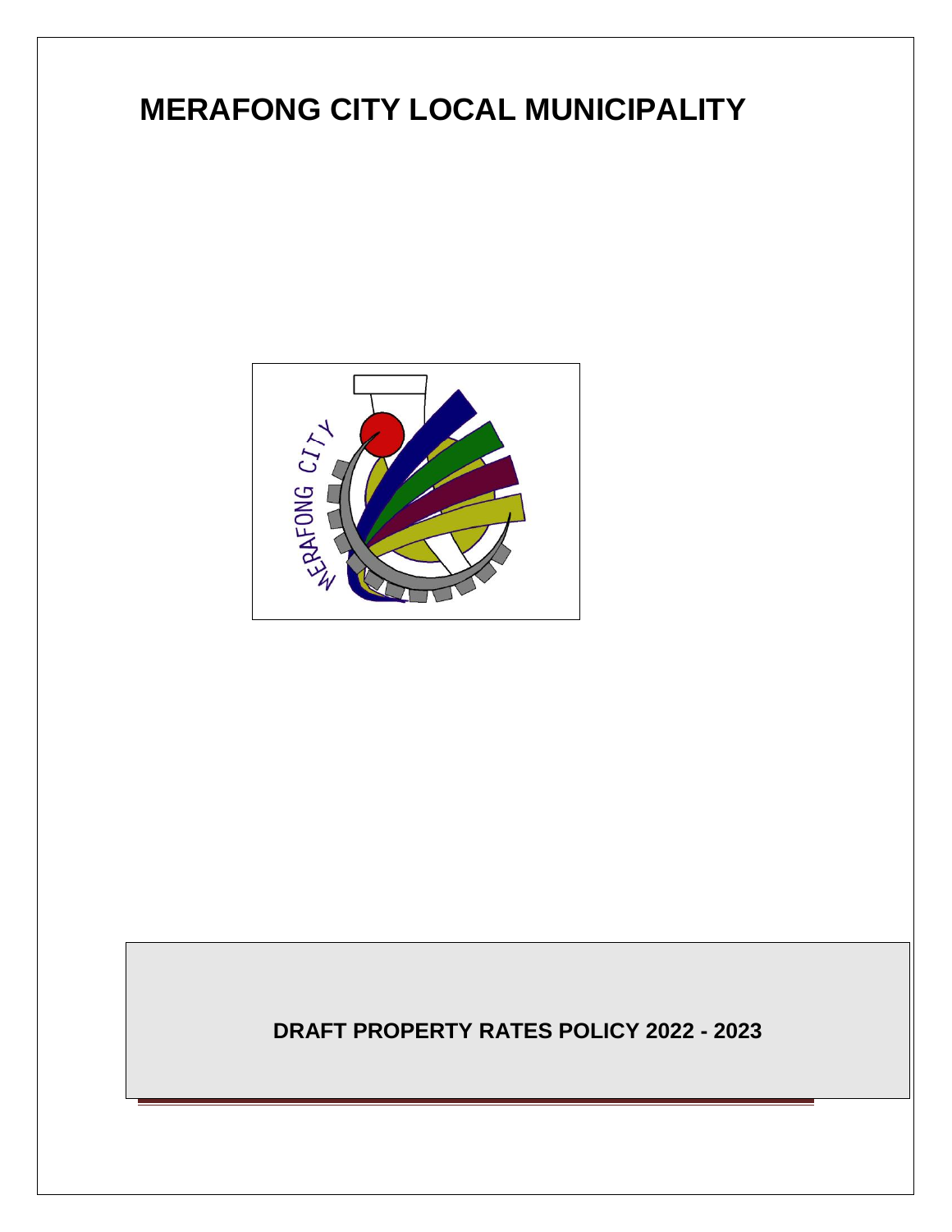# MERAFONG CITY LOCAL MUNICIPALITY

**DRAFT PROPERTY RATES POLICY 2022 - 2023**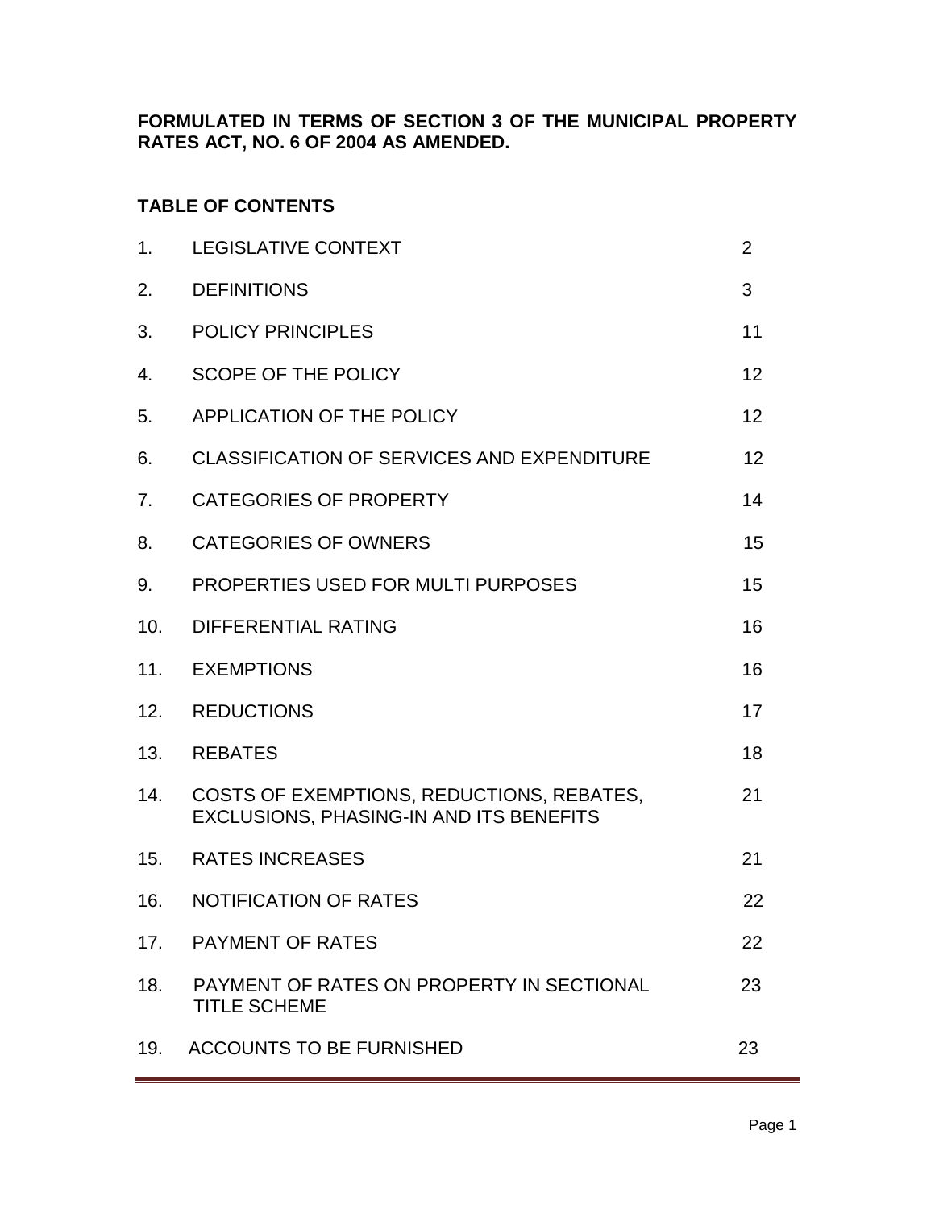**FORMULATED IN TERMS OF SECTION 3 OF THE MUNICIPAL PROPERTY RATES ACT, NO. 6 OF 2004 AS AMENDED.**

**TABLE OF CONTENTS**

| | | |
|---|---|---|
| 1. | LEGISLATIVE CONTEXT | 2 |
| 2. | DEFINITIONS | 3 |
| 3. | POLICY PRINCIPLES | 11 |
| 4. | SCOPE OF THE POLICY | 12 |
| 5. | APPLICATION OF THE POLICY | 12 |
| 6. | CLASSIFICATION OF SERVICES AND EXPENDITURE | 12 |
| 7. | CATEGORIES OF PROPERTY | 14 |
| 8. | CATEGORIES OF OWNERS | 15 |
| 9. | PROPERTIES USED FOR MULTI PURPOSES | 15 |
| 10. | DIFFERENTIAL RATING | 16 |
| 11. | EXEMPTIONS | 16 |
| 12. | REDUCTIONS | 17 |
| 13. | REBATES | 18 |
| 14. | COSTS OF EXEMPTIONS, REDUCTIONS, REBATES, EXCLUSIONS, PHASING-IN AND ITS BENEFITS | 21 |
| 15. | RATES INCREASES | 21 |
| 16. | NOTIFICATION OF RATES | 22 |
| 17. | PAYMENT OF RATES | 22 |
| 18. | PAYMENT OF RATES ON PROPERTY IN SECTIONAL TITLE SCHEME | 23 |
| 19. | ACCOUNTS TO BE FURNISHED | 23 |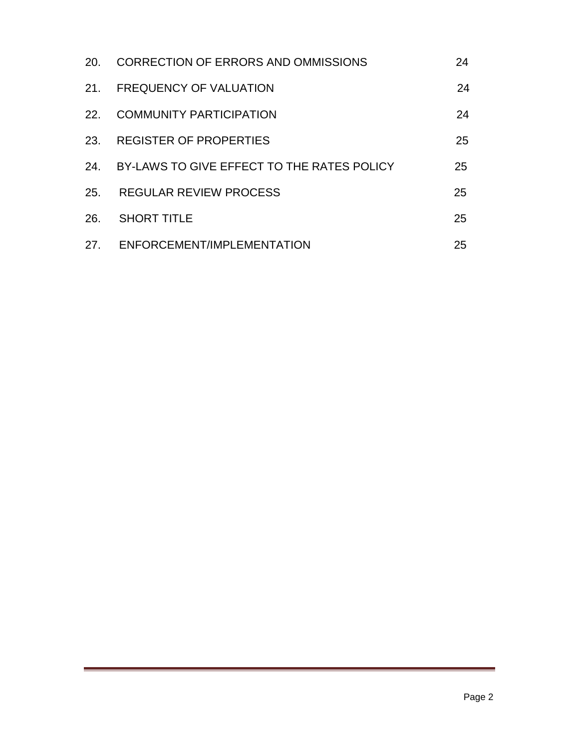| | | |
|---|---|---|
| 20. | CORRECTION OF ERRORS AND OMMISSIONS | 24 |
| 21. | FREQUENCY OF VALUATION | 24 |
| 22. | COMMUNITY PARTICIPATION | 24 |
| 23. | REGISTER OF PROPERTIES | 25 |
| 24. | BY-LAWS TO GIVE EFFECT TO THE RATES POLICY | 25 |
| 25. | REGULAR REVIEW PROCESS | 25 |
| 26. | SHORT TITLE | 25 |
| 27. | ENFORCEMENT/IMPLEMENTATION | 25 |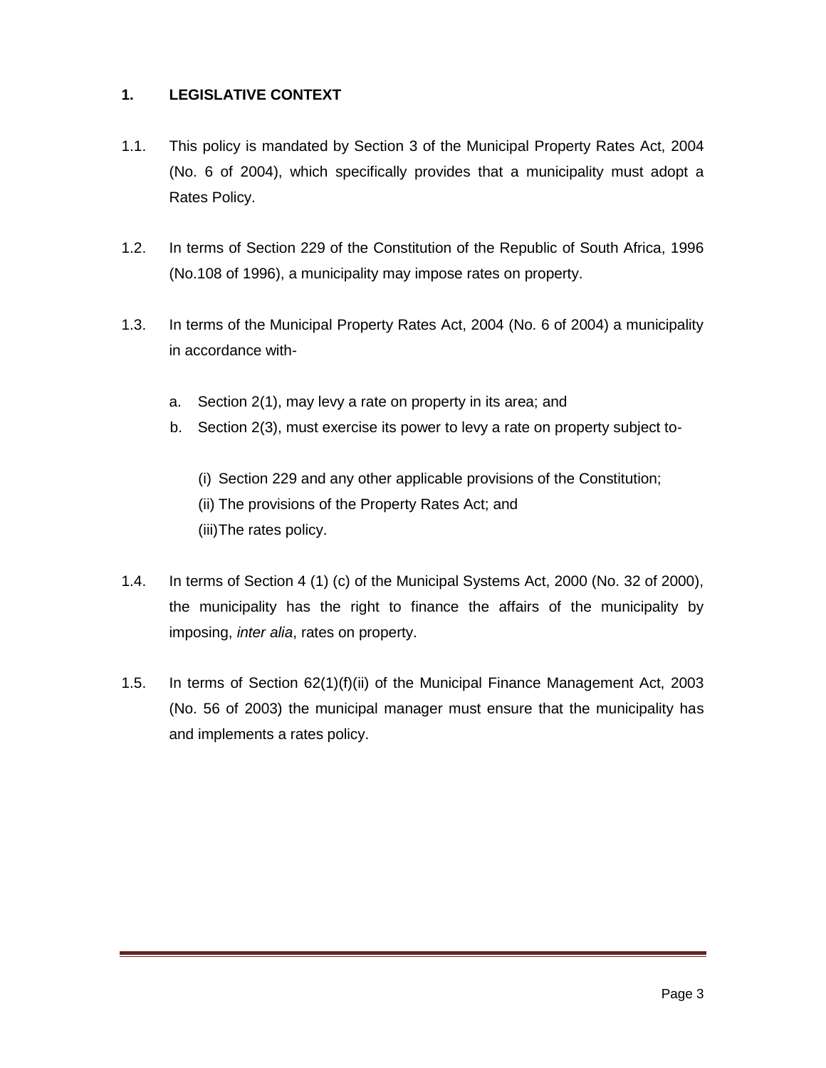## 1. LEGISLATIVE CONTEXT

1.1. This policy is mandated by Section 3 of the Municipal Property Rates Act, 2004 (No. 6 of 2004), which specifically provides that a municipality must adopt a Rates Policy.

1.2. In terms of Section 229 of the Constitution of the Republic of South Africa, 1996 (No.108 of 1996), a municipality may impose rates on property.

1.3. In terms of the Municipal Property Rates Act, 2004 (No. 6 of 2004) a municipality in accordance with-

   a. Section 2(1), may levy a rate on property in its area; and
   b. Section 2(3), must exercise its power to levy a rate on property subject to-

      (i) Section 229 and any other applicable provisions of the Constitution;
      (ii) The provisions of the Property Rates Act; and
      (iii) The rates policy.

1.4. In terms of Section 4 (1) (c) of the Municipal Systems Act, 2000 (No. 32 of 2000), the municipality has the right to finance the affairs of the municipality by imposing, *inter alia*, rates on property.

1.5. In terms of Section 62(1)(f)(ii) of the Municipal Finance Management Act, 2003 (No. 56 of 2003) the municipal manager must ensure that the municipality has and implements a rates policy.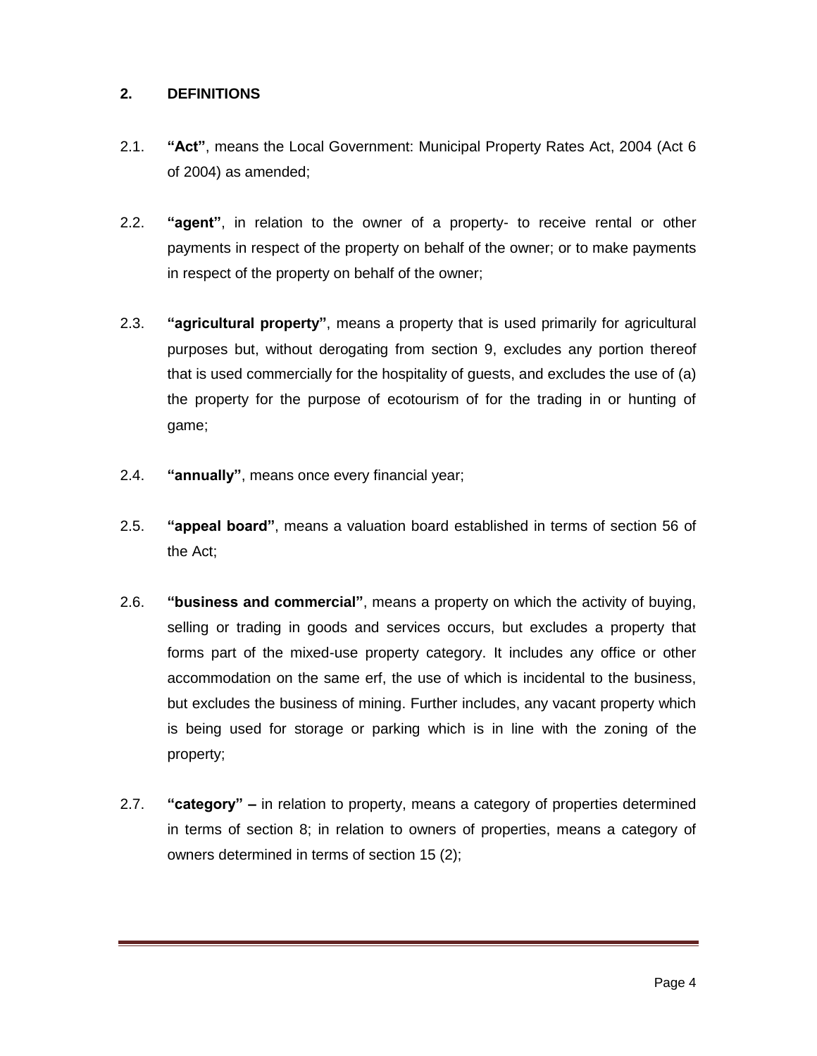## 2. DEFINITIONS

2.1. **"Act"**, means the Local Government: Municipal Property Rates Act, 2004 (Act 6 of 2004) as amended;

2.2. **"agent"**, in relation to the owner of a property- to receive rental or other payments in respect of the property on behalf of the owner; or to make payments in respect of the property on behalf of the owner;

2.3. **"agricultural property"**, means a property that is used primarily for agricultural purposes but, without derogating from section 9, excludes any portion thereof that is used commercially for the hospitality of guests, and excludes the use of (a) the property for the purpose of ecotourism of for the trading in or hunting of game;

2.4. **"annually"**, means once every financial year;

2.5. **"appeal board"**, means a valuation board established in terms of section 56 of the Act;

2.6. **"business and commercial"**, means a property on which the activity of buying, selling or trading in goods and services occurs, but excludes a property that forms part of the mixed-use property category. It includes any office or other accommodation on the same erf, the use of which is incidental to the business, but excludes the business of mining. Further includes, any vacant property which is being used for storage or parking which is in line with the zoning of the property;

2.7. **"category" –** in relation to property, means a category of properties determined in terms of section 8; in relation to owners of properties, means a category of owners determined in terms of section 15 (2);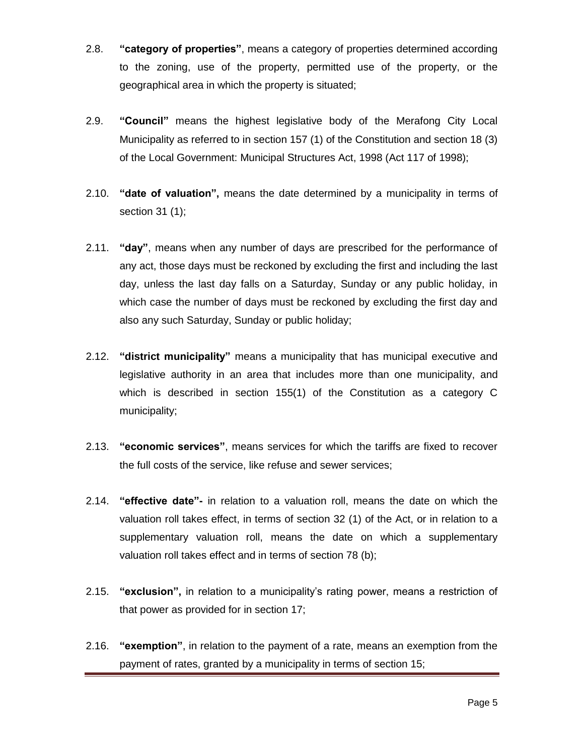2.8. **"category of properties"**, means a category of properties determined according to the zoning, use of the property, permitted use of the property, or the geographical area in which the property is situated;

2.9. **"Council"** means the highest legislative body of the Merafong City Local Municipality as referred to in section 157 (1) of the Constitution and section 18 (3) of the Local Government: Municipal Structures Act, 1998 (Act 117 of 1998);

2.10. **"date of valuation",** means the date determined by a municipality in terms of section 31 (1);

2.11. **"day"**, means when any number of days are prescribed for the performance of any act, those days must be reckoned by excluding the first and including the last day, unless the last day falls on a Saturday, Sunday or any public holiday, in which case the number of days must be reckoned by excluding the first day and also any such Saturday, Sunday or public holiday;

2.12. **"district municipality"** means a municipality that has municipal executive and legislative authority in an area that includes more than one municipality, and which is described in section 155(1) of the Constitution as a category C municipality;

2.13. **"economic services"**, means services for which the tariffs are fixed to recover the full costs of the service, like refuse and sewer services;

2.14. **"effective date"-** in relation to a valuation roll, means the date on which the valuation roll takes effect, in terms of section 32 (1) of the Act, or in relation to a supplementary valuation roll, means the date on which a supplementary valuation roll takes effect and in terms of section 78 (b);

2.15. **"exclusion",** in relation to a municipality's rating power, means a restriction of that power as provided for in section 17;

2.16. **"exemption"**, in relation to the payment of a rate, means an exemption from the payment of rates, granted by a municipality in terms of section 15;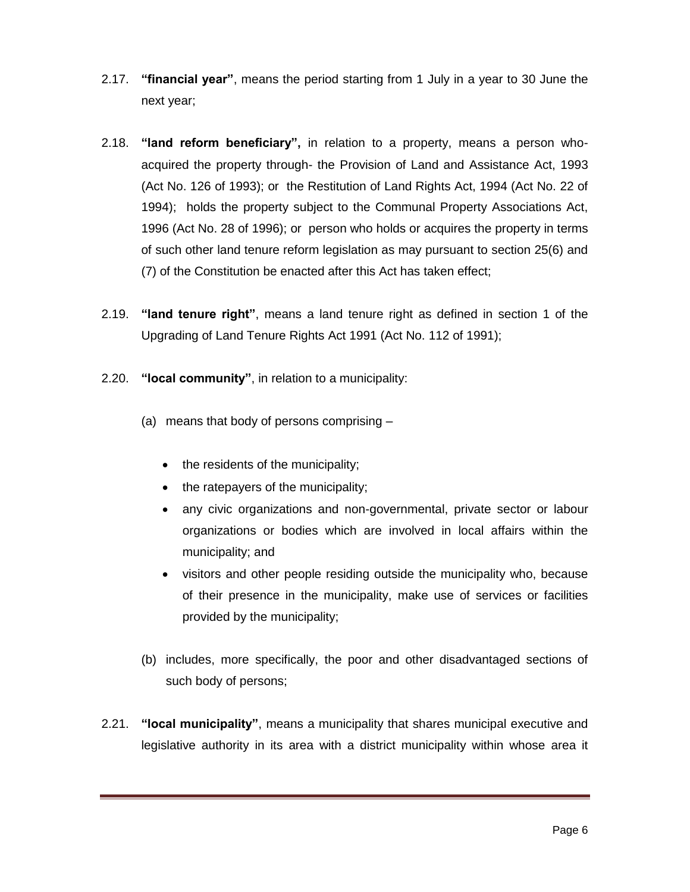2.17. **"financial year"**, means the period starting from 1 July in a year to 30 June the next year;

2.18. **"land reform beneficiary",** in relation to a property, means a person who-acquired the property through- the Provision of Land and Assistance Act, 1993 (Act No. 126 of 1993); or the Restitution of Land Rights Act, 1994 (Act No. 22 of 1994); holds the property subject to the Communal Property Associations Act, 1996 (Act No. 28 of 1996); or person who holds or acquires the property in terms of such other land tenure reform legislation as may pursuant to section 25(6) and (7) of the Constitution be enacted after this Act has taken effect;

2.19. **"land tenure right"**, means a land tenure right as defined in section 1 of the Upgrading of Land Tenure Rights Act 1991 (Act No. 112 of 1991);

2.20. **"local community"**, in relation to a municipality:

(a) means that body of persons comprising –

- the residents of the municipality;
- the ratepayers of the municipality;
- any civic organizations and non-governmental, private sector or labour organizations or bodies which are involved in local affairs within the municipality; and
- visitors and other people residing outside the municipality who, because of their presence in the municipality, make use of services or facilities provided by the municipality;

(b) includes, more specifically, the poor and other disadvantaged sections of such body of persons;

2.21. **"local municipality"**, means a municipality that shares municipal executive and legislative authority in its area with a district municipality within whose area it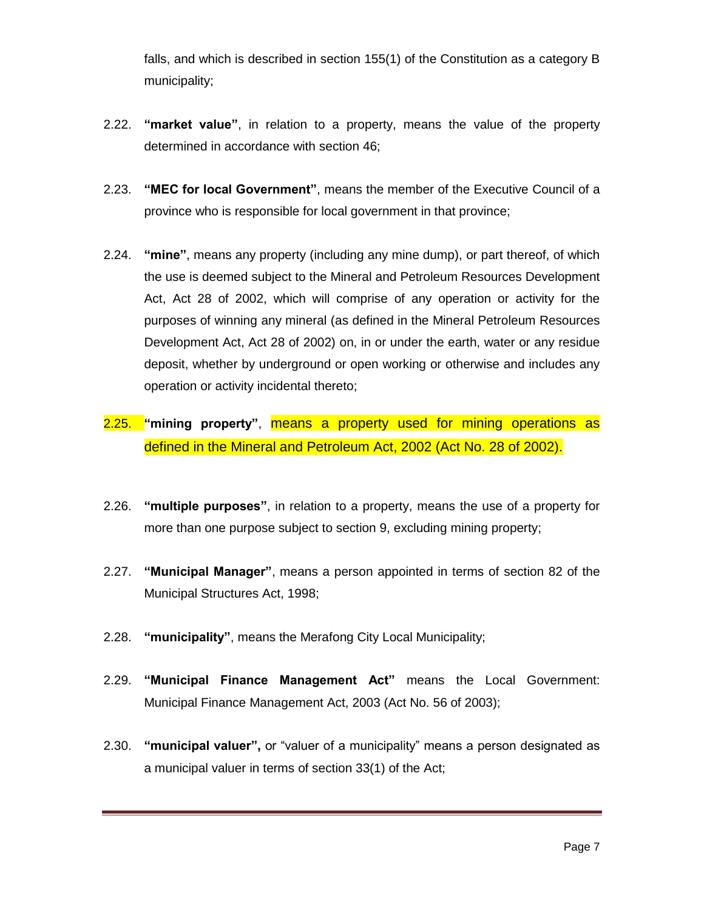falls, and which is described in section 155(1) of the Constitution as a category B municipality;

2.22. **"market value"**, in relation to a property, means the value of the property determined in accordance with section 46;

2.23. **"MEC for local Government"**, means the member of the Executive Council of a province who is responsible for local government in that province;

2.24. **"mine"**, means any property (including any mine dump), or part thereof, of which the use is deemed subject to the Mineral and Petroleum Resources Development Act, Act 28 of 2002, which will comprise of any operation or activity for the purposes of winning any mineral (as defined in the Mineral Petroleum Resources Development Act, Act 28 of 2002) on, in or under the earth, water or any residue deposit, whether by underground or open working or otherwise and includes any operation or activity incidental thereto;

2.25. **"mining property"**, means a property used for mining operations as defined in the Mineral and Petroleum Act, 2002 (Act No. 28 of 2002).

2.26. **"multiple purposes"**, in relation to a property, means the use of a property for more than one purpose subject to section 9, excluding mining property;

2.27. **"Municipal Manager"**, means a person appointed in terms of section 82 of the Municipal Structures Act, 1998;

2.28. **"municipality"**, means the Merafong City Local Municipality;

2.29. **"Municipal Finance Management Act"** means the Local Government: Municipal Finance Management Act, 2003 (Act No. 56 of 2003);

2.30. **"municipal valuer",** or "valuer of a municipality" means a person designated as a municipal valuer in terms of section 33(1) of the Act;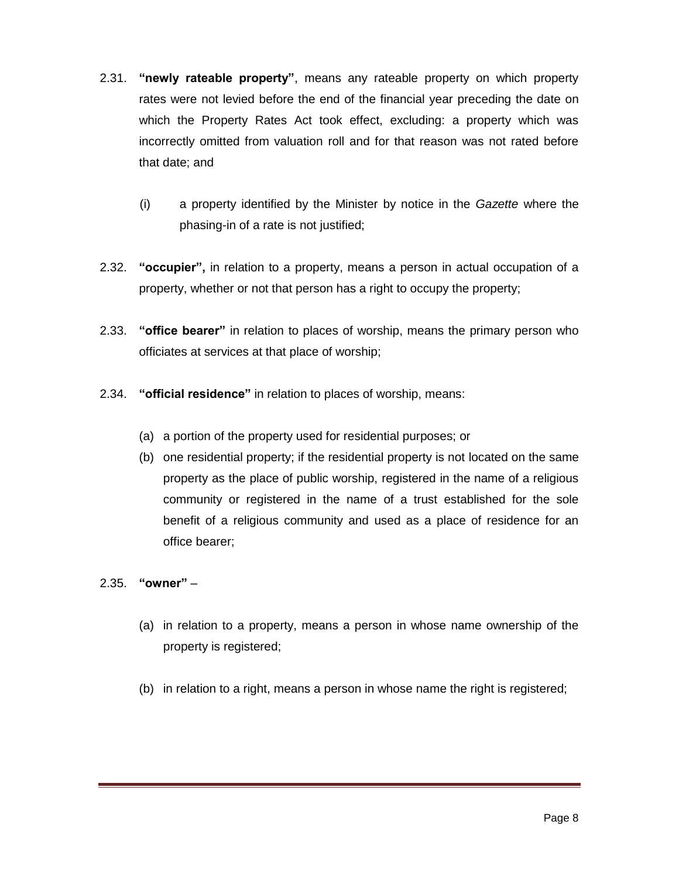2.31. **"newly rateable property"**, means any rateable property on which property rates were not levied before the end of the financial year preceding the date on which the Property Rates Act took effect, excluding: a property which was incorrectly omitted from valuation roll and for that reason was not rated before that date; and

   (i) a property identified by the Minister by notice in the *Gazette* where the phasing-in of a rate is not justified;

2.32. **"occupier",** in relation to a property, means a person in actual occupation of a property, whether or not that person has a right to occupy the property;

2.33. **"office bearer"** in relation to places of worship, means the primary person who officiates at services at that place of worship;

2.34. **"official residence"** in relation to places of worship, means:

   (a) a portion of the property used for residential purposes; or
   (b) one residential property; if the residential property is not located on the same property as the place of public worship, registered in the name of a religious community or registered in the name of a trust established for the sole benefit of a religious community and used as a place of residence for an office bearer;

2.35. **"owner"** –

   (a) in relation to a property, means a person in whose name ownership of the property is registered;

   (b) in relation to a right, means a person in whose name the right is registered;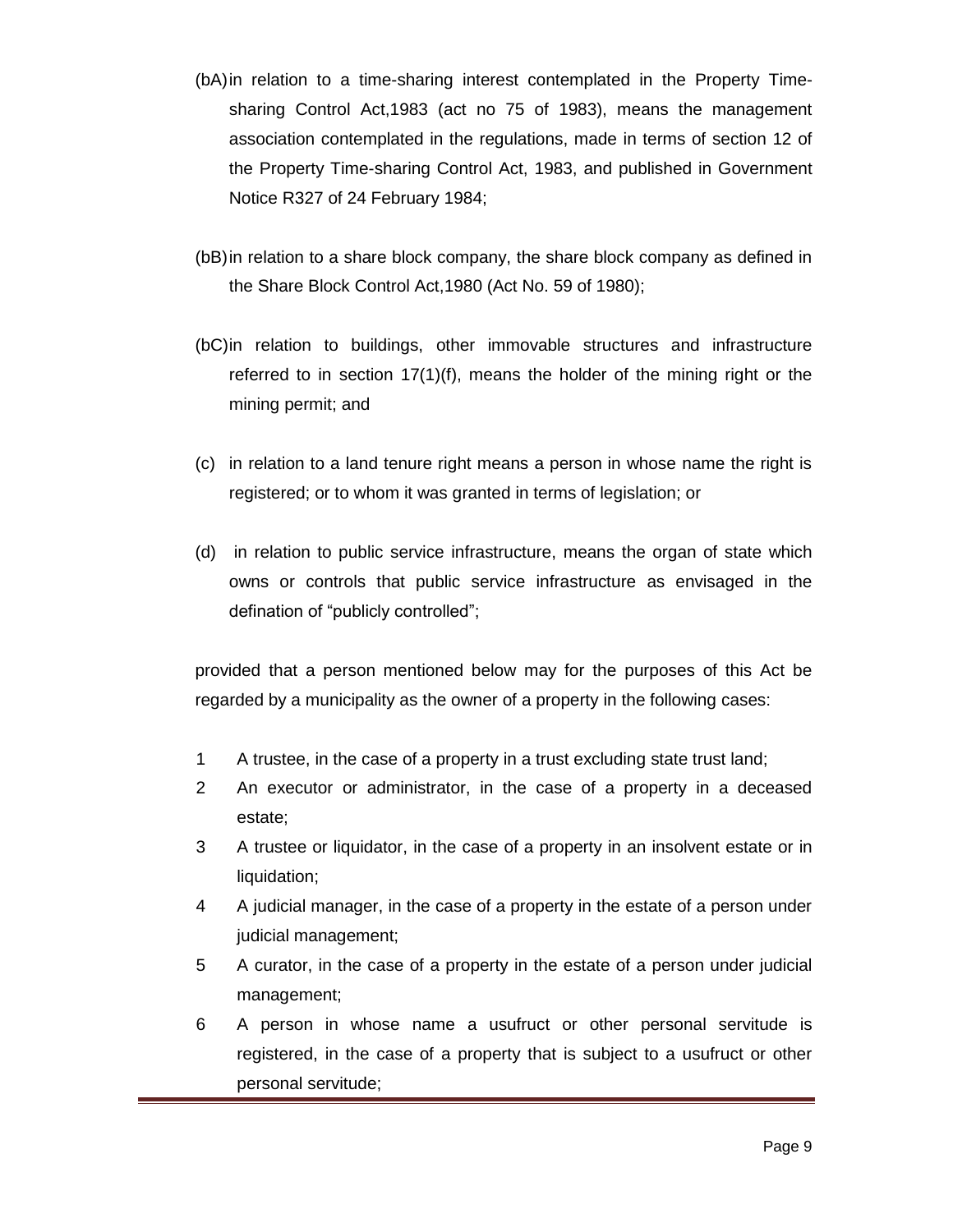(bA) in relation to a time-sharing interest contemplated in the Property Time-sharing Control Act,1983 (act no 75 of 1983), means the management association contemplated in the regulations, made in terms of section 12 of the Property Time-sharing Control Act, 1983, and published in Government Notice R327 of 24 February 1984;

(bB) in relation to a share block company, the share block company as defined in the Share Block Control Act,1980 (Act No. 59 of 1980);

(bC) in relation to buildings, other immovable structures and infrastructure referred to in section 17(1)(f), means the holder of the mining right or the mining permit; and

(c) in relation to a land tenure right means a person in whose name the right is registered; or to whom it was granted in terms of legislation; or

(d) in relation to public service infrastructure, means the organ of state which owns or controls that public service infrastructure as envisaged in the defination of "publicly controlled";

provided that a person mentioned below may for the purposes of this Act be regarded by a municipality as the owner of a property in the following cases:

1 A trustee, in the case of a property in a trust excluding state trust land;

2 An executor or administrator, in the case of a property in a deceased estate;

3 A trustee or liquidator, in the case of a property in an insolvent estate or in liquidation;

4 A judicial manager, in the case of a property in the estate of a person under judicial management;

5 A curator, in the case of a property in the estate of a person under judicial management;

6 A person in whose name a usufruct or other personal servitude is registered, in the case of a property that is subject to a usufruct or other personal servitude;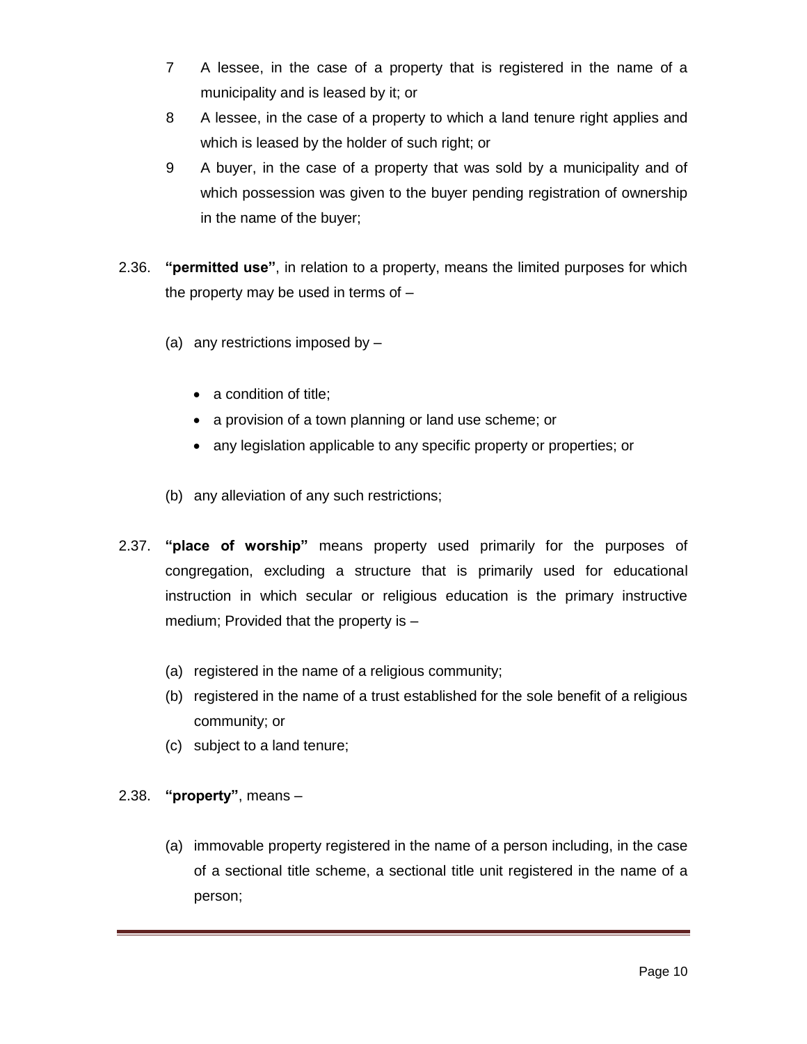7 A lessee, in the case of a property that is registered in the name of a municipality and is leased by it; or

8 A lessee, in the case of a property to which a land tenure right applies and which is leased by the holder of such right; or

9 A buyer, in the case of a property that was sold by a municipality and of which possession was given to the buyer pending registration of ownership in the name of the buyer;

2.36. **"permitted use"**, in relation to a property, means the limited purposes for which the property may be used in terms of –

(a) any restrictions imposed by –

- a condition of title;
- a provision of a town planning or land use scheme; or
- any legislation applicable to any specific property or properties; or

(b) any alleviation of any such restrictions;

2.37. **"place of worship"** means property used primarily for the purposes of congregation, excluding a structure that is primarily used for educational instruction in which secular or religious education is the primary instructive medium; Provided that the property is –

(a) registered in the name of a religious community;
(b) registered in the name of a trust established for the sole benefit of a religious community; or
(c) subject to a land tenure;

2.38. **"property"**, means –

(a) immovable property registered in the name of a person including, in the case of a sectional title scheme, a sectional title unit registered in the name of a person;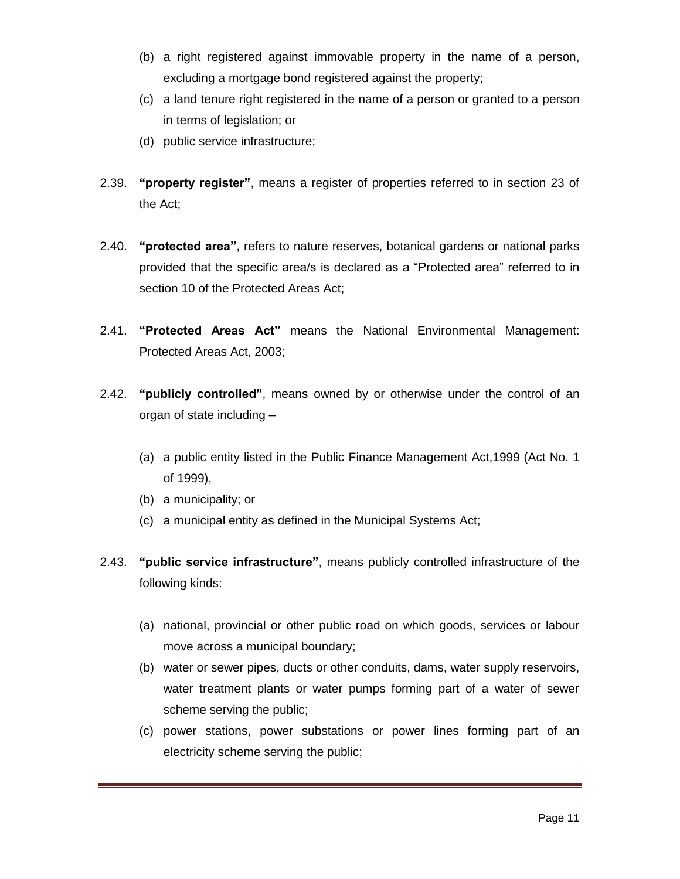(b) a right registered against immovable property in the name of a person, excluding a mortgage bond registered against the property;

(c) a land tenure right registered in the name of a person or granted to a person in terms of legislation; or

(d) public service infrastructure;

2.39. **"property register"**, means a register of properties referred to in section 23 of the Act;

2.40. **"protected area"**, refers to nature reserves, botanical gardens or national parks provided that the specific area/s is declared as a "Protected area" referred to in section 10 of the Protected Areas Act;

2.41. **"Protected Areas Act"** means the National Environmental Management: Protected Areas Act, 2003;

2.42. **"publicly controlled"**, means owned by or otherwise under the control of an organ of state including –

(a) a public entity listed in the Public Finance Management Act,1999 (Act No. 1 of 1999),

(b) a municipality; or

(c) a municipal entity as defined in the Municipal Systems Act;

2.43. **"public service infrastructure"**, means publicly controlled infrastructure of the following kinds:

(a) national, provincial or other public road on which goods, services or labour move across a municipal boundary;

(b) water or sewer pipes, ducts or other conduits, dams, water supply reservoirs, water treatment plants or water pumps forming part of a water of sewer scheme serving the public;

(c) power stations, power substations or power lines forming part of an electricity scheme serving the public;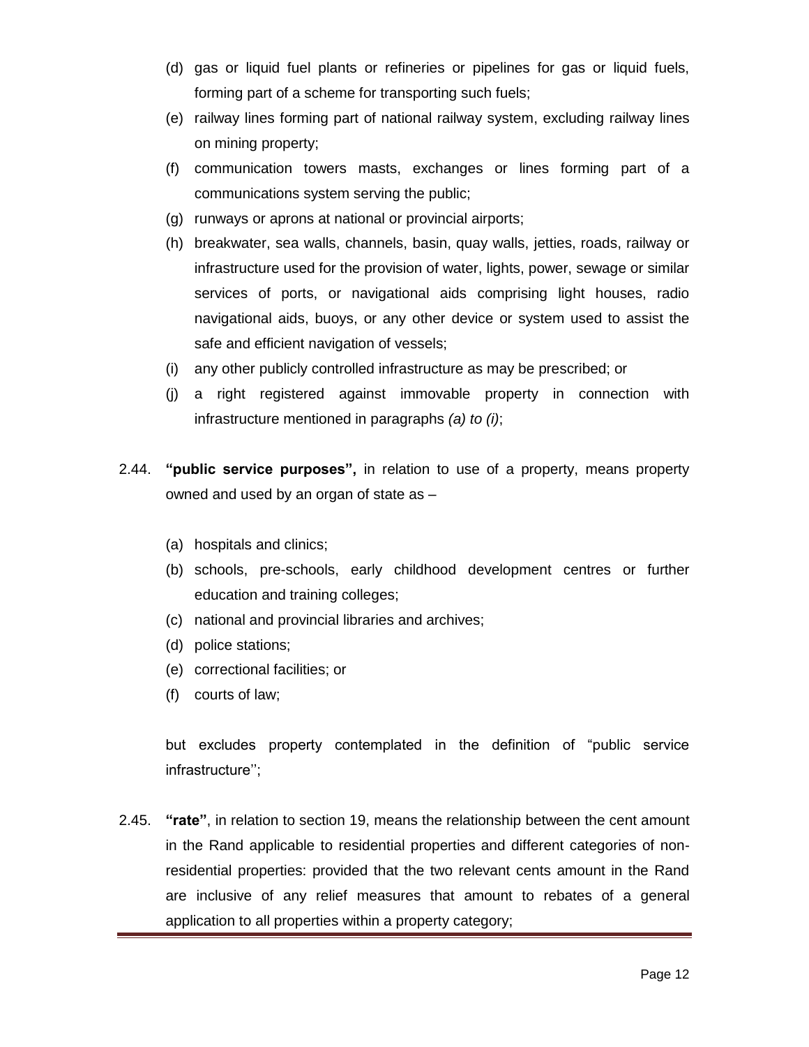(d) gas or liquid fuel plants or refineries or pipelines for gas or liquid fuels, forming part of a scheme for transporting such fuels;

(e) railway lines forming part of national railway system, excluding railway lines on mining property;

(f) communication towers masts, exchanges or lines forming part of a communications system serving the public;

(g) runways or aprons at national or provincial airports;

(h) breakwater, sea walls, channels, basin, quay walls, jetties, roads, railway or infrastructure used for the provision of water, lights, power, sewage or similar services of ports, or navigational aids comprising light houses, radio navigational aids, buoys, or any other device or system used to assist the safe and efficient navigation of vessels;

(i) any other publicly controlled infrastructure as may be prescribed; or

(j) a right registered against immovable property in connection with infrastructure mentioned in paragraphs *(a) to (i)*;

2.44. **"public service purposes",** in relation to use of a property, means property owned and used by an organ of state as –

(a) hospitals and clinics;

(b) schools, pre-schools, early childhood development centres or further education and training colleges;

(c) national and provincial libraries and archives;

(d) police stations;

(e) correctional facilities; or

(f) courts of law;

but excludes property contemplated in the definition of "public service infrastructure'';

2.45. **"rate"**, in relation to section 19, means the relationship between the cent amount in the Rand applicable to residential properties and different categories of non-residential properties: provided that the two relevant cents amount in the Rand are inclusive of any relief measures that amount to rebates of a general application to all properties within a property category;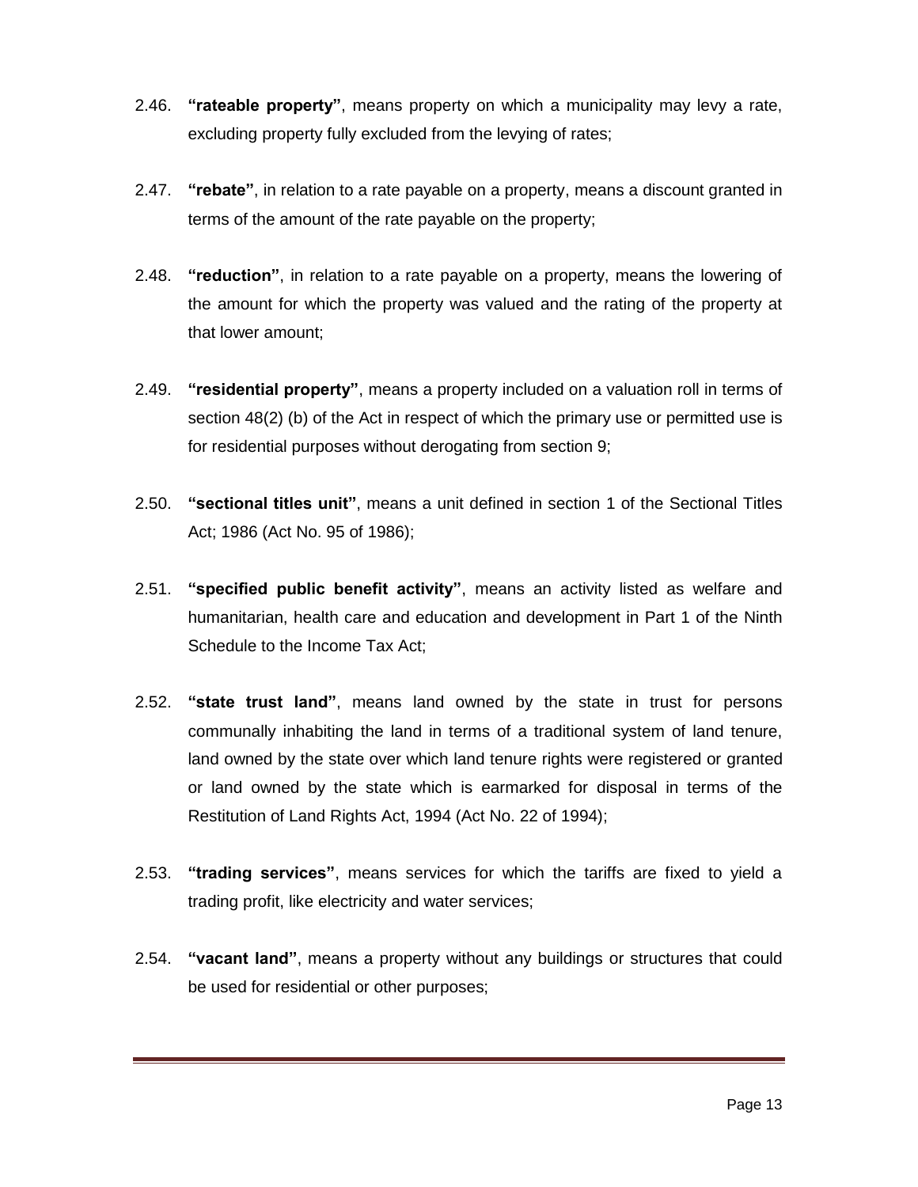2.46. **"rateable property"**, means property on which a municipality may levy a rate, excluding property fully excluded from the levying of rates;

2.47. **"rebate"**, in relation to a rate payable on a property, means a discount granted in terms of the amount of the rate payable on the property;

2.48. **"reduction"**, in relation to a rate payable on a property, means the lowering of the amount for which the property was valued and the rating of the property at that lower amount;

2.49. **"residential property"**, means a property included on a valuation roll in terms of section 48(2) (b) of the Act in respect of which the primary use or permitted use is for residential purposes without derogating from section 9;

2.50. **"sectional titles unit"**, means a unit defined in section 1 of the Sectional Titles Act; 1986 (Act No. 95 of 1986);

2.51. **"specified public benefit activity"**, means an activity listed as welfare and humanitarian, health care and education and development in Part 1 of the Ninth Schedule to the Income Tax Act;

2.52. **"state trust land"**, means land owned by the state in trust for persons communally inhabiting the land in terms of a traditional system of land tenure, land owned by the state over which land tenure rights were registered or granted or land owned by the state which is earmarked for disposal in terms of the Restitution of Land Rights Act, 1994 (Act No. 22 of 1994);

2.53. **"trading services"**, means services for which the tariffs are fixed to yield a trading profit, like electricity and water services;

2.54. **"vacant land"**, means a property without any buildings or structures that could be used for residential or other purposes;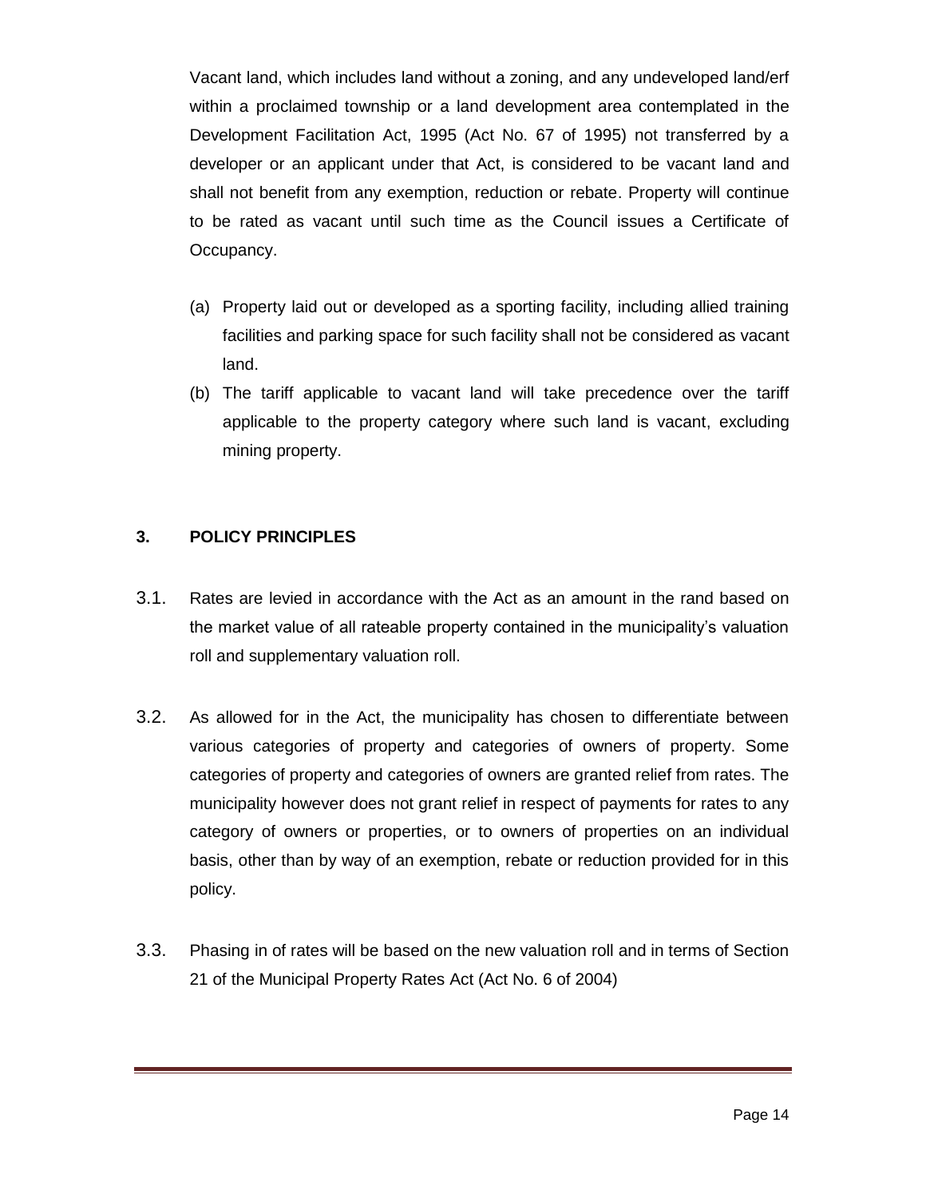Vacant land, which includes land without a zoning, and any undeveloped land/erf within a proclaimed township or a land development area contemplated in the Development Facilitation Act, 1995 (Act No. 67 of 1995) not transferred by a developer or an applicant under that Act, is considered to be vacant land and shall not benefit from any exemption, reduction or rebate. Property will continue to be rated as vacant until such time as the Council issues a Certificate of Occupancy.

(a) Property laid out or developed as a sporting facility, including allied training facilities and parking space for such facility shall not be considered as vacant land.

(b) The tariff applicable to vacant land will take precedence over the tariff applicable to the property category where such land is vacant, excluding mining property.

## 3. POLICY PRINCIPLES

3.1. Rates are levied in accordance with the Act as an amount in the rand based on the market value of all rateable property contained in the municipality's valuation roll and supplementary valuation roll.

3.2. As allowed for in the Act, the municipality has chosen to differentiate between various categories of property and categories of owners of property. Some categories of property and categories of owners are granted relief from rates. The municipality however does not grant relief in respect of payments for rates to any category of owners or properties, or to owners of properties on an individual basis, other than by way of an exemption, rebate or reduction provided for in this policy.

3.3. Phasing in of rates will be based on the new valuation roll and in terms of Section 21 of the Municipal Property Rates Act (Act No. 6 of 2004)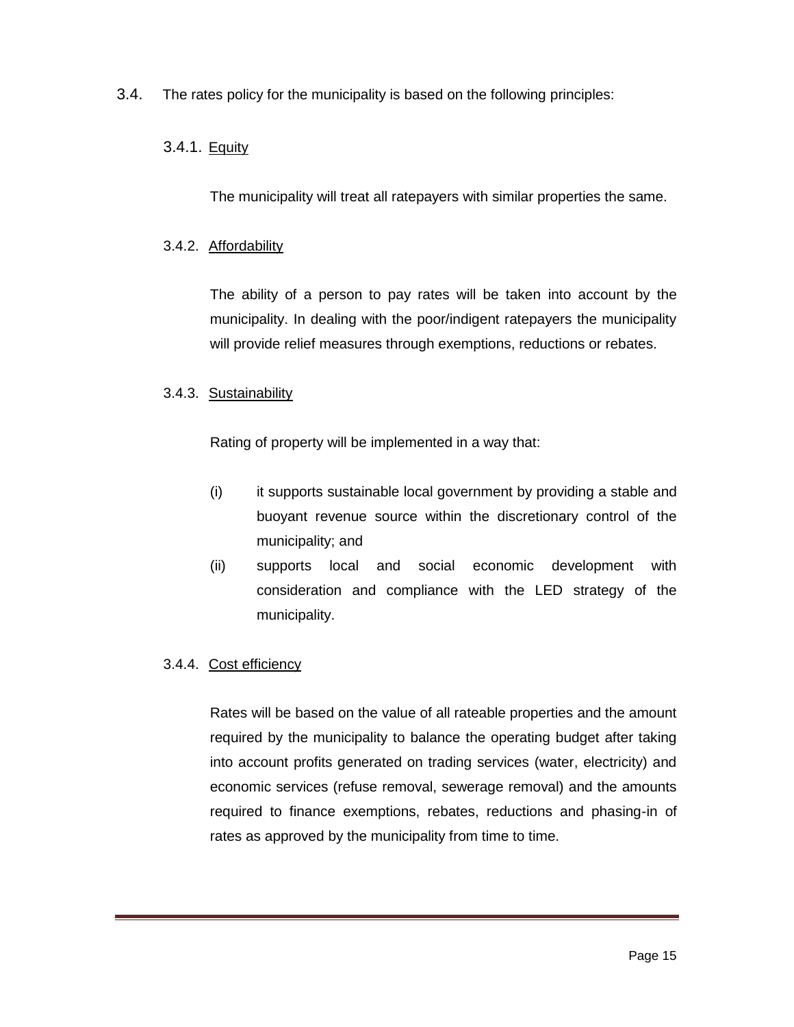3.4. The rates policy for the municipality is based on the following principles:

3.4.1. Equity

The municipality will treat all ratepayers with similar properties the same.

3.4.2. Affordability

The ability of a person to pay rates will be taken into account by the municipality. In dealing with the poor/indigent ratepayers the municipality will provide relief measures through exemptions, reductions or rebates.

3.4.3. Sustainability

Rating of property will be implemented in a way that:

(i) it supports sustainable local government by providing a stable and buoyant revenue source within the discretionary control of the municipality; and

(ii) supports local and social economic development with consideration and compliance with the LED strategy of the municipality.

3.4.4. Cost efficiency

Rates will be based on the value of all rateable properties and the amount required by the municipality to balance the operating budget after taking into account profits generated on trading services (water, electricity) and economic services (refuse removal, sewerage removal) and the amounts required to finance exemptions, rebates, reductions and phasing-in of rates as approved by the municipality from time to time.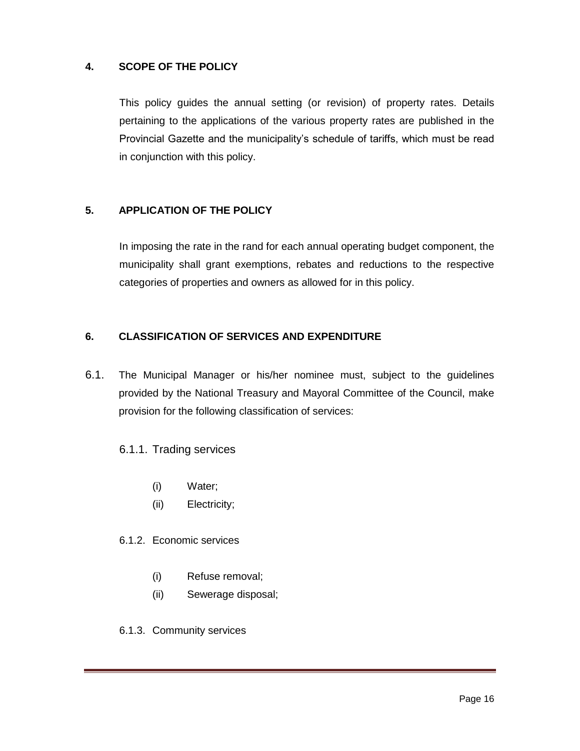## 4. SCOPE OF THE POLICY

This policy guides the annual setting (or revision) of property rates. Details pertaining to the applications of the various property rates are published in the Provincial Gazette and the municipality's schedule of tariffs, which must be read in conjunction with this policy.

## 5. APPLICATION OF THE POLICY

In imposing the rate in the rand for each annual operating budget component, the municipality shall grant exemptions, rebates and reductions to the respective categories of properties and owners as allowed for in this policy.

## 6. CLASSIFICATION OF SERVICES AND EXPENDITURE

6.1. The Municipal Manager or his/her nominee must, subject to the guidelines provided by the National Treasury and Mayoral Committee of the Council, make provision for the following classification of services:

6.1.1. Trading services

- (i) Water;
- (ii) Electricity;

6.1.2. Economic services

- (i) Refuse removal;
- (ii) Sewerage disposal;

6.1.3. Community services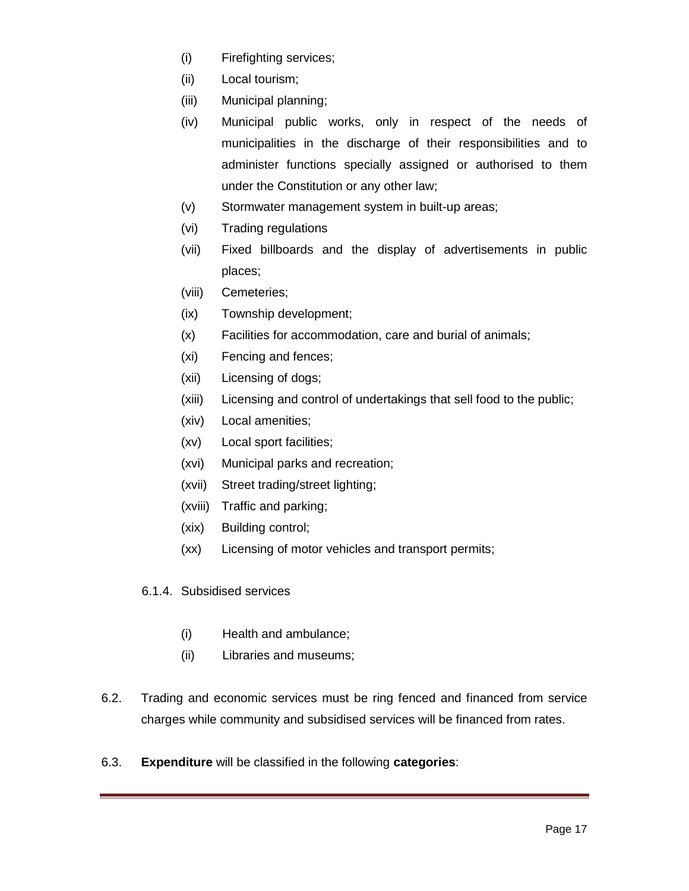(i) Firefighting services;

(ii) Local tourism;

(iii) Municipal planning;

(iv) Municipal public works, only in respect of the needs of municipalities in the discharge of their responsibilities and to administer functions specially assigned or authorised to them under the Constitution or any other law;

(v) Stormwater management system in built-up areas;

(vi) Trading regulations

(vii) Fixed billboards and the display of advertisements in public places;

(viii) Cemeteries;

(ix) Township development;

(x) Facilities for accommodation, care and burial of animals;

(xi) Fencing and fences;

(xii) Licensing of dogs;

(xiii) Licensing and control of undertakings that sell food to the public;

(xiv) Local amenities;

(xv) Local sport facilities;

(xvi) Municipal parks and recreation;

(xvii) Street trading/street lighting;

(xviii) Traffic and parking;

(xix) Building control;

(xx) Licensing of motor vehicles and transport permits;

6.1.4. Subsidised services

(i) Health and ambulance;

(ii) Libraries and museums;

6.2. Trading and economic services must be ring fenced and financed from service charges while community and subsidised services will be financed from rates.

6.3. **Expenditure** will be classified in the following **categories**: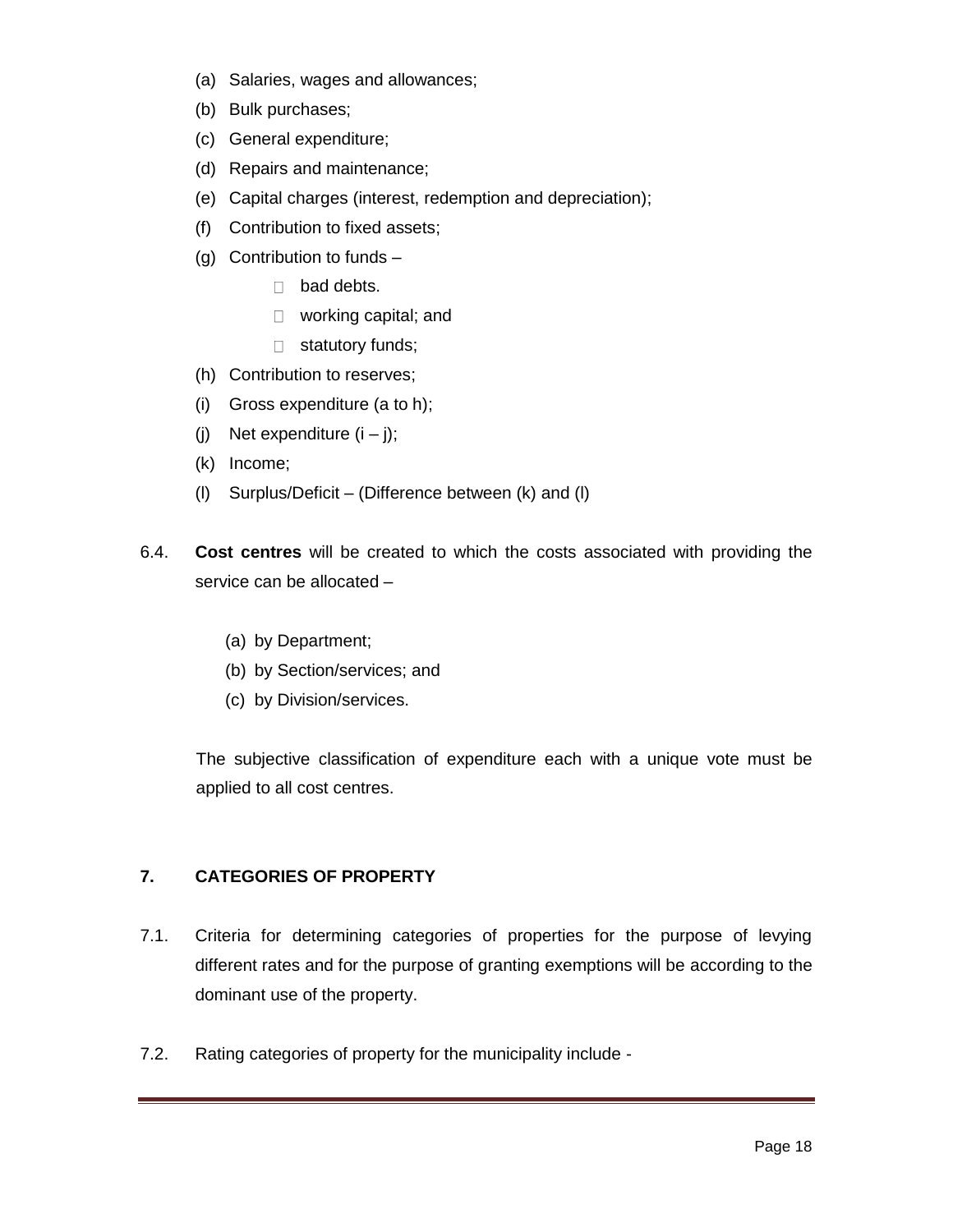(a) Salaries, wages and allowances;

(b) Bulk purchases;

(c) General expenditure;

(d) Repairs and maintenance;

(e) Capital charges (interest, redemption and depreciation);

(f) Contribution to fixed assets;

(g) Contribution to funds –

- bad debts.
- working capital; and
- statutory funds;

(h) Contribution to reserves;

(i) Gross expenditure (a to h);

(j) Net expenditure (i – j);

(k) Income;

(l) Surplus/Deficit – (Difference between (k) and (l)

6.4. **Cost centres** will be created to which the costs associated with providing the service can be allocated –

(a) by Department;

(b) by Section/services; and

(c) by Division/services.

The subjective classification of expenditure each with a unique vote must be applied to all cost centres.

## 7. CATEGORIES OF PROPERTY

7.1. Criteria for determining categories of properties for the purpose of levying different rates and for the purpose of granting exemptions will be according to the dominant use of the property.

7.2. Rating categories of property for the municipality include -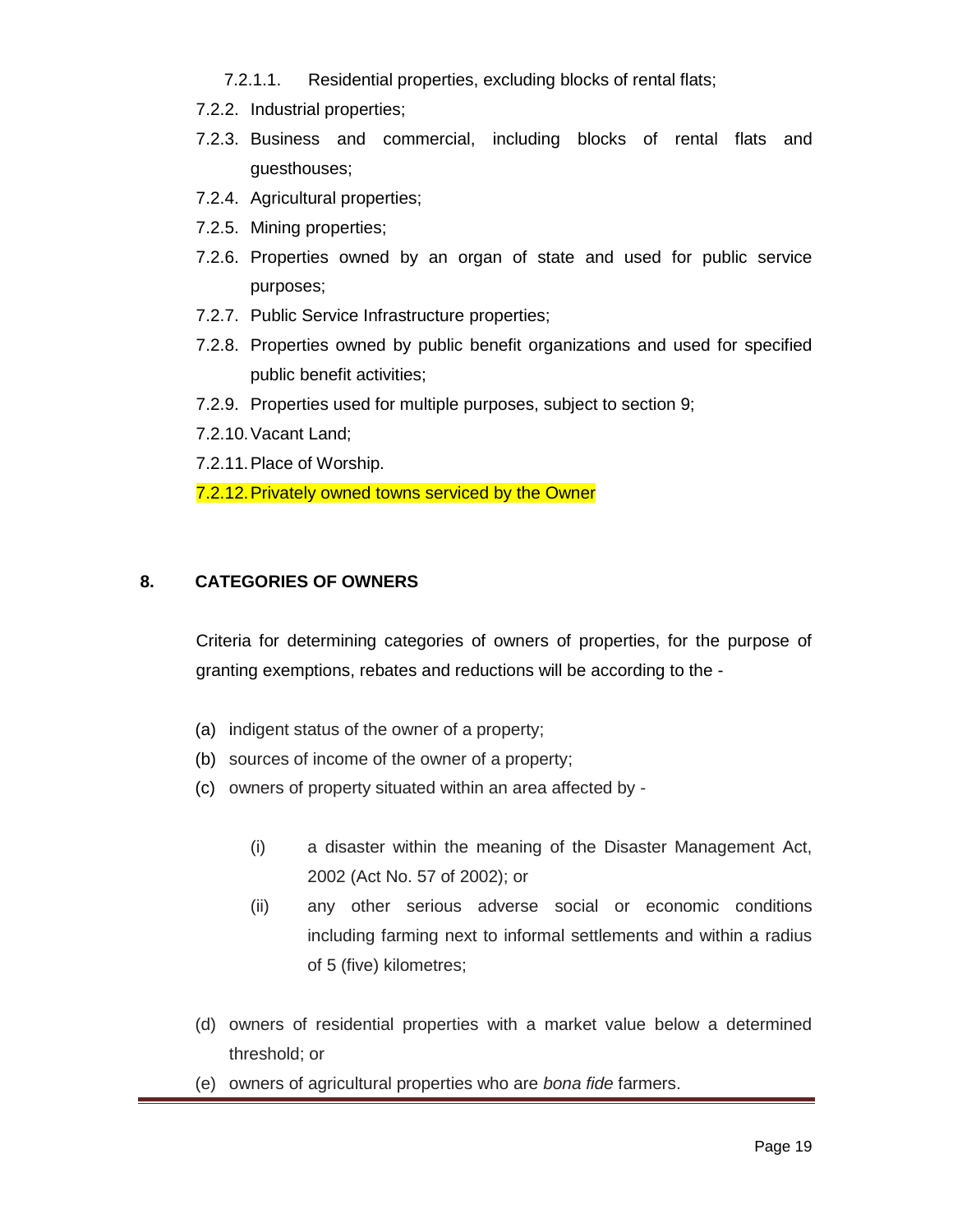7.2.1.1. Residential properties, excluding blocks of rental flats;

7.2.2. Industrial properties;

7.2.3. Business and commercial, including blocks of rental flats and guesthouses;

7.2.4. Agricultural properties;

7.2.5. Mining properties;

7.2.6. Properties owned by an organ of state and used for public service purposes;

7.2.7. Public Service Infrastructure properties;

7.2.8. Properties owned by public benefit organizations and used for specified public benefit activities;

7.2.9. Properties used for multiple purposes, subject to section 9;

7.2.10. Vacant Land;

7.2.11. Place of Worship.

7.2.12. Privately owned towns serviced by the Owner

## 8. CATEGORIES OF OWNERS

Criteria for determining categories of owners of properties, for the purpose of granting exemptions, rebates and reductions will be according to the -

(a) indigent status of the owner of a property;

(b) sources of income of the owner of a property;

(c) owners of property situated within an area affected by -

(i) a disaster within the meaning of the Disaster Management Act, 2002 (Act No. 57 of 2002); or

(ii) any other serious adverse social or economic conditions including farming next to informal settlements and within a radius of 5 (five) kilometres;

(d) owners of residential properties with a market value below a determined threshold; or

(e) owners of agricultural properties who are *bona fide* farmers.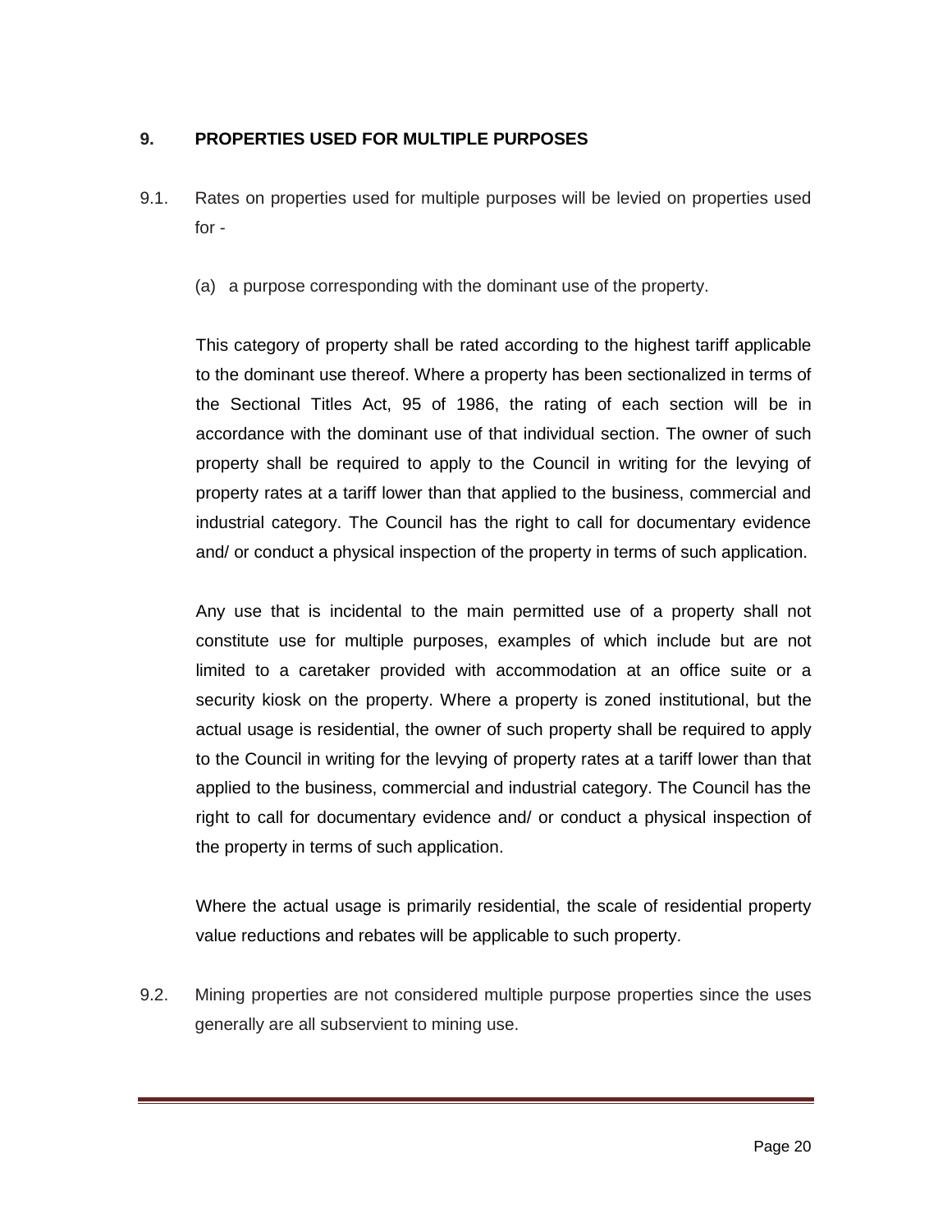## 9. PROPERTIES USED FOR MULTIPLE PURPOSES

9.1. Rates on properties used for multiple purposes will be levied on properties used for -

(a) a purpose corresponding with the dominant use of the property.

This category of property shall be rated according to the highest tariff applicable to the dominant use thereof. Where a property has been sectionalized in terms of the Sectional Titles Act, 95 of 1986, the rating of each section will be in accordance with the dominant use of that individual section. The owner of such property shall be required to apply to the Council in writing for the levying of property rates at a tariff lower than that applied to the business, commercial and industrial category. The Council has the right to call for documentary evidence and/ or conduct a physical inspection of the property in terms of such application.

Any use that is incidental to the main permitted use of a property shall not constitute use for multiple purposes, examples of which include but are not limited to a caretaker provided with accommodation at an office suite or a security kiosk on the property. Where a property is zoned institutional, but the actual usage is residential, the owner of such property shall be required to apply to the Council in writing for the levying of property rates at a tariff lower than that applied to the business, commercial and industrial category. The Council has the right to call for documentary evidence and/ or conduct a physical inspection of the property in terms of such application.

Where the actual usage is primarily residential, the scale of residential property value reductions and rebates will be applicable to such property.

9.2. Mining properties are not considered multiple purpose properties since the uses generally are all subservient to mining use.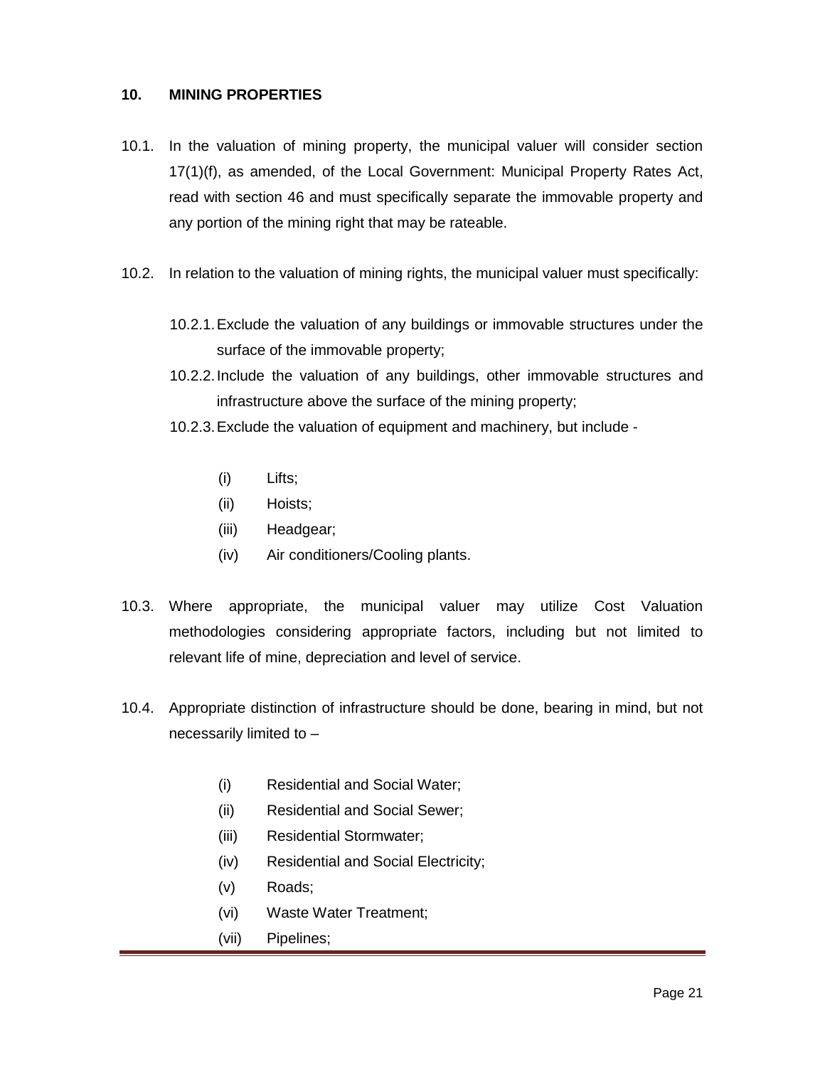## 10. MINING PROPERTIES

10.1. In the valuation of mining property, the municipal valuer will consider section 17(1)(f), as amended, of the Local Government: Municipal Property Rates Act, read with section 46 and must specifically separate the immovable property and any portion of the mining right that may be rateable.

10.2. In relation to the valuation of mining rights, the municipal valuer must specifically:

10.2.1. Exclude the valuation of any buildings or immovable structures under the surface of the immovable property;

10.2.2. Include the valuation of any buildings, other immovable structures and infrastructure above the surface of the mining property;

10.2.3. Exclude the valuation of equipment and machinery, but include -

(i) Lifts;

(ii) Hoists;

(iii) Headgear;

(iv) Air conditioners/Cooling plants.

10.3. Where appropriate, the municipal valuer may utilize Cost Valuation methodologies considering appropriate factors, including but not limited to relevant life of mine, depreciation and level of service.

10.4. Appropriate distinction of infrastructure should be done, bearing in mind, but not necessarily limited to –

(i) Residential and Social Water;

(ii) Residential and Social Sewer;

(iii) Residential Stormwater;

(iv) Residential and Social Electricity;

(v) Roads;

(vi) Waste Water Treatment;

(vii) Pipelines;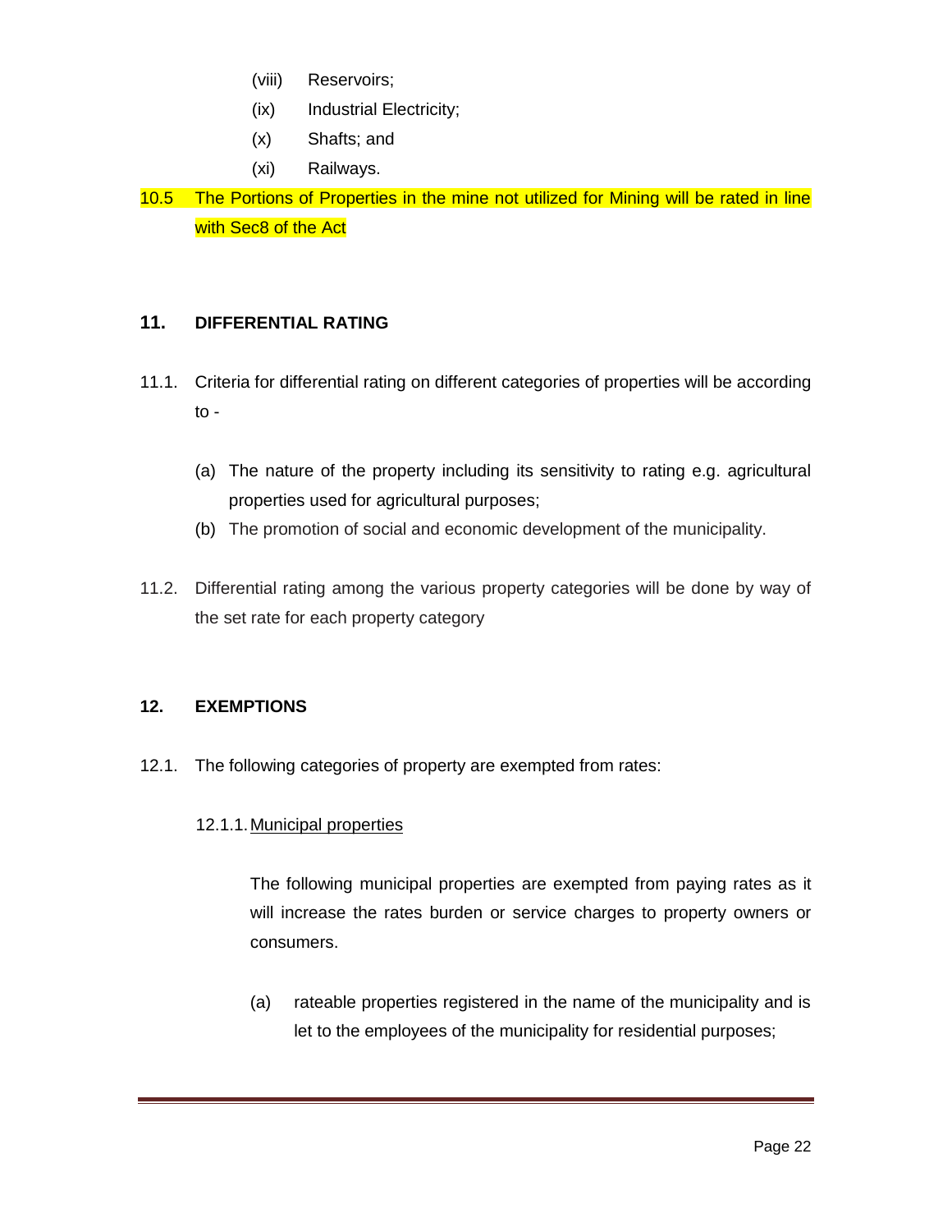(viii) Reservoirs;

(ix) Industrial Electricity;

(x) Shafts; and

(xi) Railways.

10.5 The Portions of Properties in the mine not utilized for Mining will be rated in line with Sec8 of the Act

## 11. DIFFERENTIAL RATING

11.1. Criteria for differential rating on different categories of properties will be according to -

(a) The nature of the property including its sensitivity to rating e.g. agricultural properties used for agricultural purposes;

(b) The promotion of social and economic development of the municipality.

11.2. Differential rating among the various property categories will be done by way of the set rate for each property category

## 12. EXEMPTIONS

12.1. The following categories of property are exempted from rates:

12.1.1. Municipal properties

The following municipal properties are exempted from paying rates as it will increase the rates burden or service charges to property owners or consumers.

(a) rateable properties registered in the name of the municipality and is let to the employees of the municipality for residential purposes;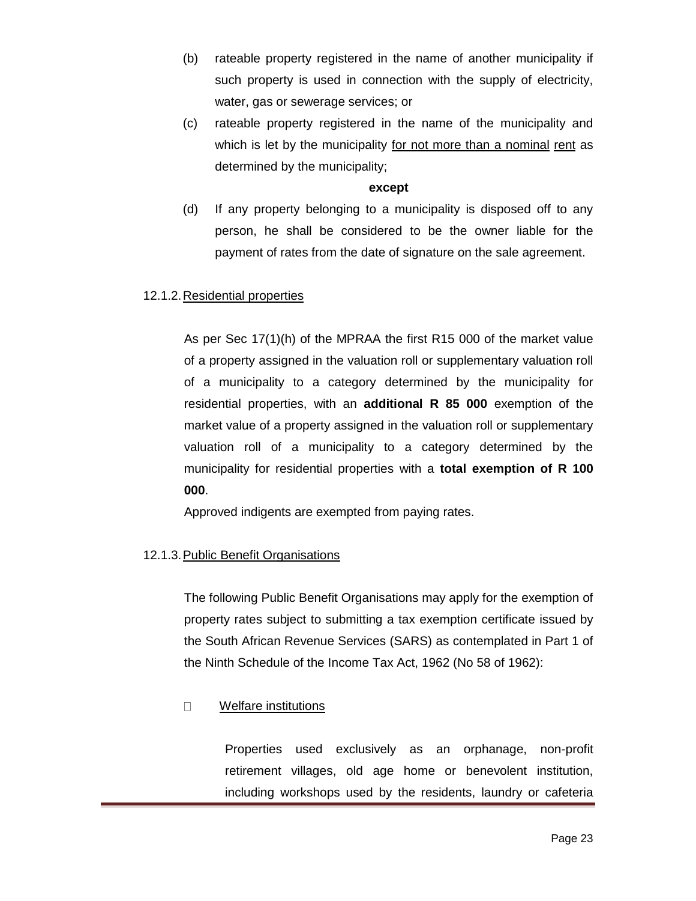(b) rateable property registered in the name of another municipality if such property is used in connection with the supply of electricity, water, gas or sewerage services; or

(c) rateable property registered in the name of the municipality and which is let by the municipality <u>for not more than a nominal</u> <u>rent</u> as determined by the municipality;

**except**

(d) If any property belonging to a municipality is disposed off to any person, he shall be considered to be the owner liable for the payment of rates from the date of signature on the sale agreement.

12.1.2. <u>Residential properties</u>

As per Sec 17(1)(h) of the MPRAA the first R15 000 of the market value of a property assigned in the valuation roll or supplementary valuation roll of a municipality to a category determined by the municipality for residential properties, with an **additional R 85 000** exemption of the market value of a property assigned in the valuation roll or supplementary valuation roll of a municipality to a category determined by the municipality for residential properties with a **total exemption of R 100 000**.

Approved indigents are exempted from paying rates.

12.1.3. <u>Public Benefit Organisations</u>

The following Public Benefit Organisations may apply for the exemption of property rates subject to submitting a tax exemption certificate issued by the South African Revenue Services (SARS) as contemplated in Part 1 of the Ninth Schedule of the Income Tax Act, 1962 (No 58 of 1962):

- <u>Welfare institutions</u>

  Properties used exclusively as an orphanage, non-profit retirement villages, old age home or benevolent institution, including workshops used by the residents, laundry or cafeteria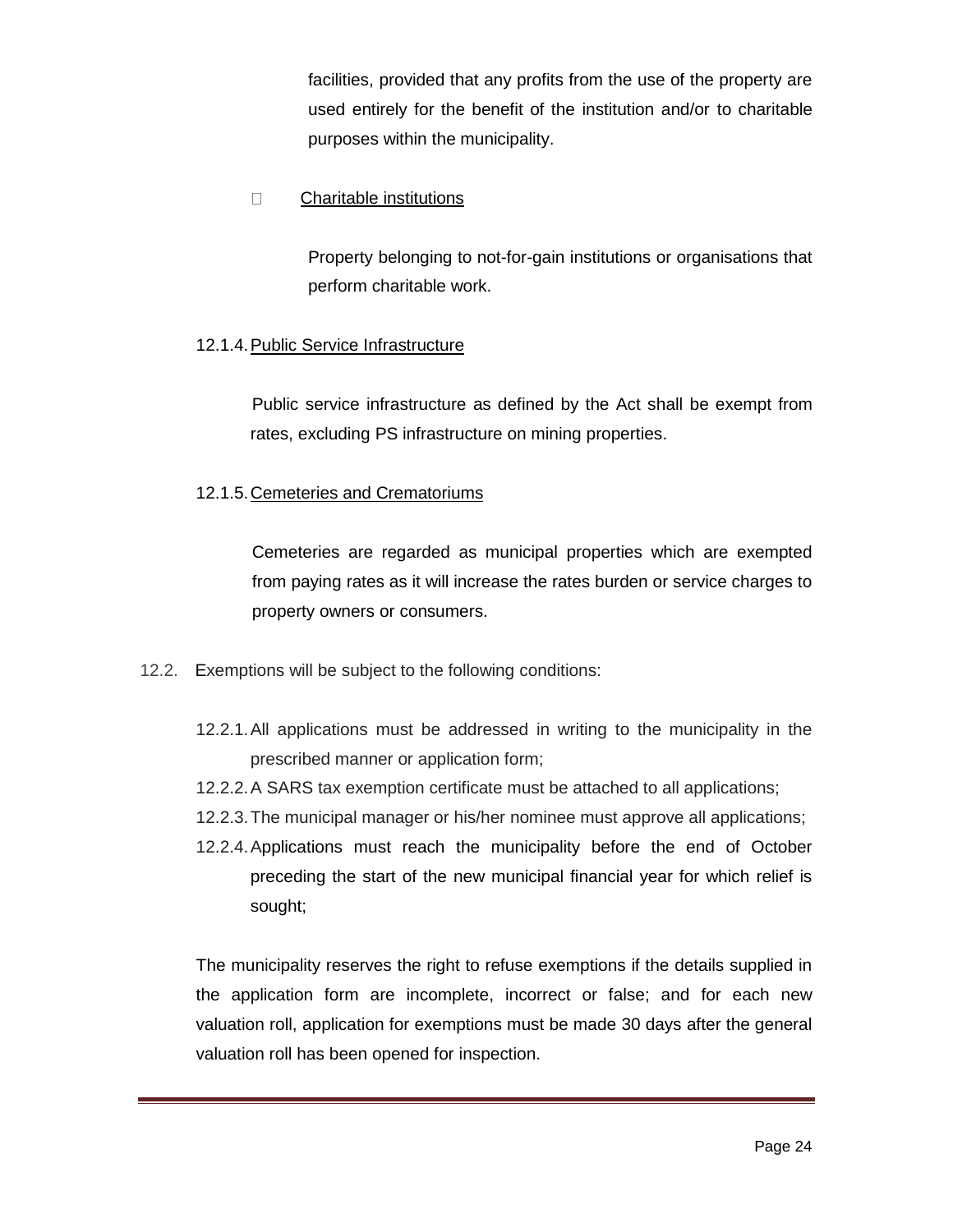facilities, provided that any profits from the use of the property are used entirely for the benefit of the institution and/or to charitable purposes within the municipality.

- Charitable institutions

  Property belonging to not-for-gain institutions or organisations that perform charitable work.

12.1.4. Public Service Infrastructure

Public service infrastructure as defined by the Act shall be exempt from rates, excluding PS infrastructure on mining properties.

12.1.5. Cemeteries and Crematoriums

Cemeteries are regarded as municipal properties which are exempted from paying rates as it will increase the rates burden or service charges to property owners or consumers.

12.2. Exemptions will be subject to the following conditions:

12.2.1. All applications must be addressed in writing to the municipality in the prescribed manner or application form;

12.2.2. A SARS tax exemption certificate must be attached to all applications;

12.2.3. The municipal manager or his/her nominee must approve all applications;

12.2.4. Applications must reach the municipality before the end of October preceding the start of the new municipal financial year for which relief is sought;

The municipality reserves the right to refuse exemptions if the details supplied in the application form are incomplete, incorrect or false; and for each new valuation roll, application for exemptions must be made 30 days after the general valuation roll has been opened for inspection.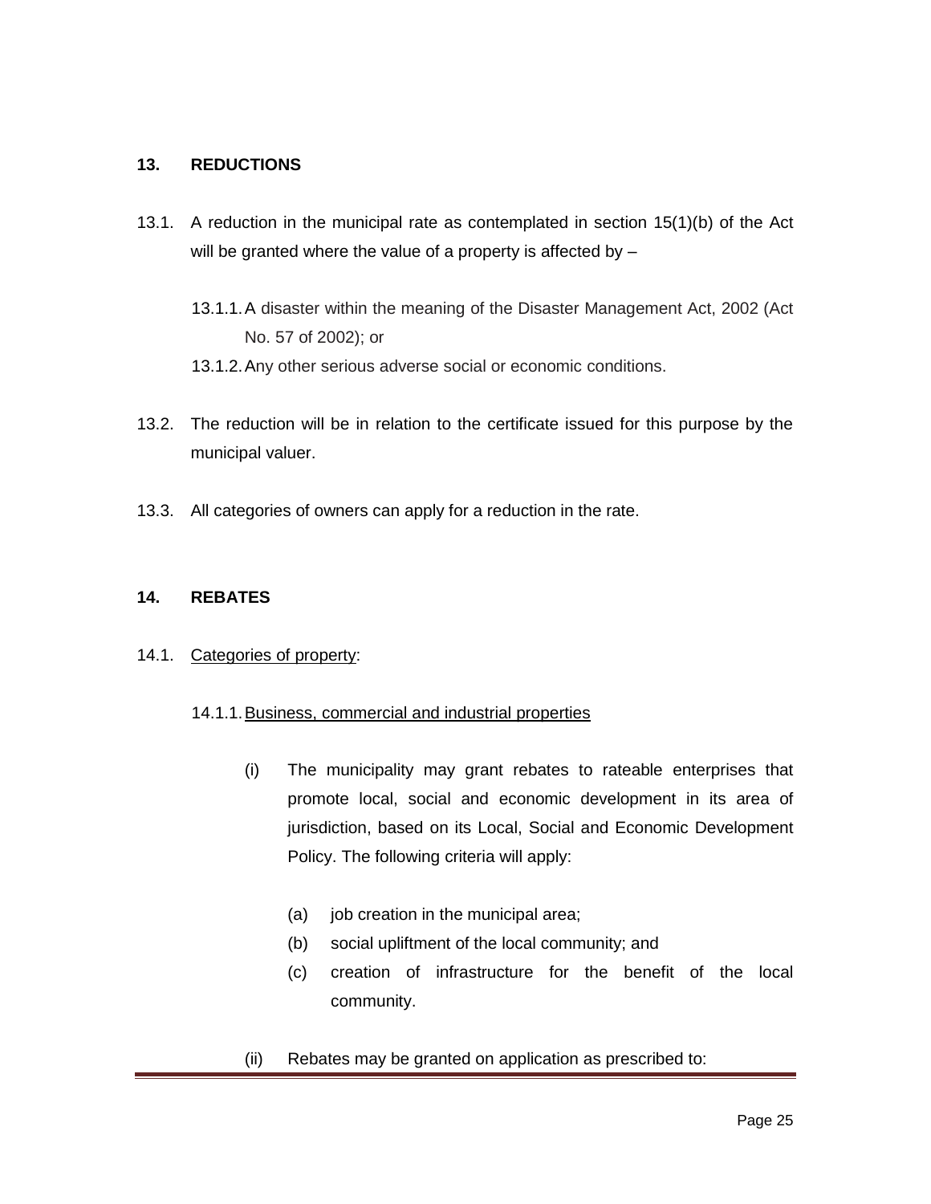## 13. REDUCTIONS

13.1. A reduction in the municipal rate as contemplated in section 15(1)(b) of the Act will be granted where the value of a property is affected by –

13.1.1. A disaster within the meaning of the Disaster Management Act, 2002 (Act No. 57 of 2002); or

13.1.2. Any other serious adverse social or economic conditions.

13.2. The reduction will be in relation to the certificate issued for this purpose by the municipal valuer.

13.3. All categories of owners can apply for a reduction in the rate.

## 14. REBATES

14.1. Categories of property:

14.1.1. Business, commercial and industrial properties

(i) The municipality may grant rebates to rateable enterprises that promote local, social and economic development in its area of jurisdiction, based on its Local, Social and Economic Development Policy. The following criteria will apply:

(a) job creation in the municipal area;
(b) social upliftment of the local community; and
(c) creation of infrastructure for the benefit of the local community.

(ii) Rebates may be granted on application as prescribed to: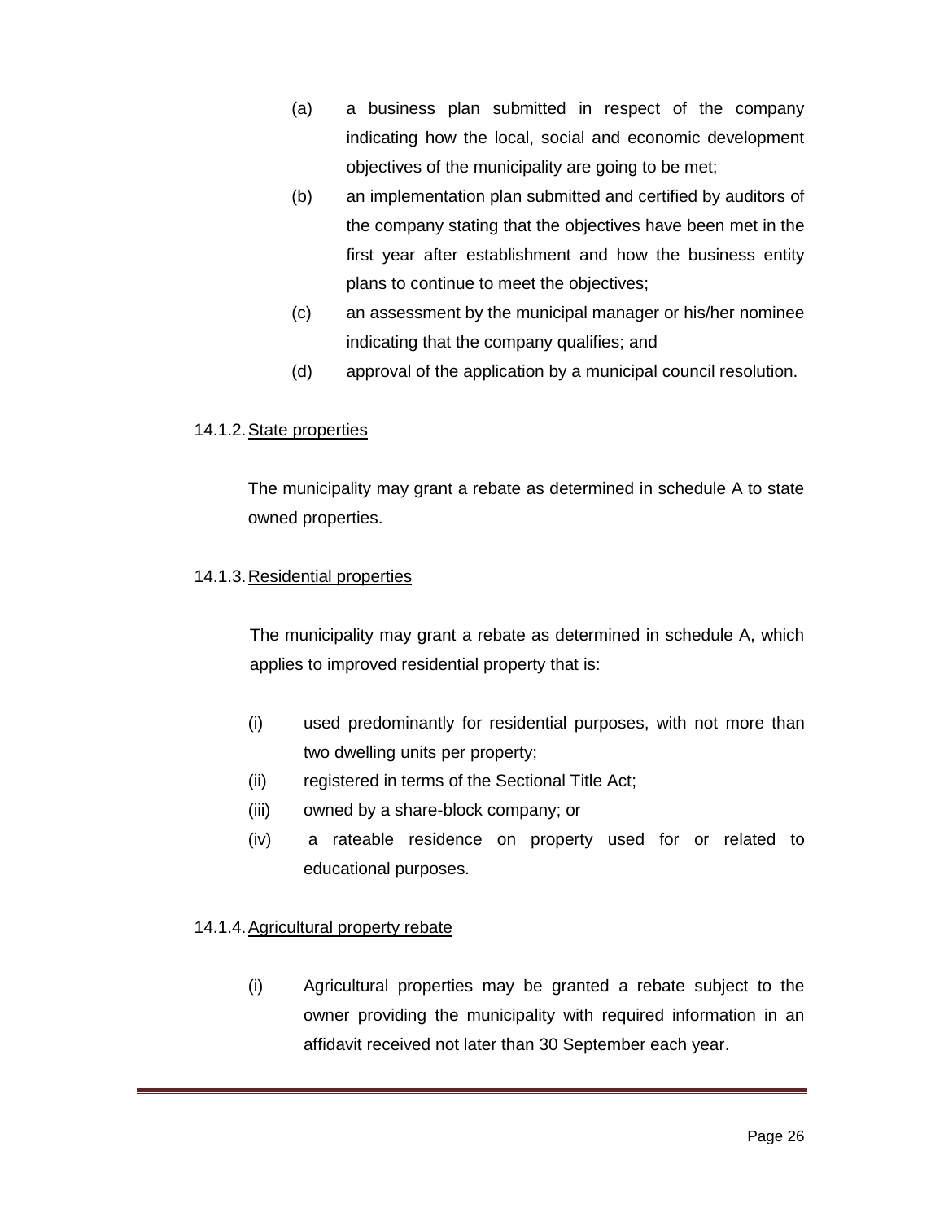(a) a business plan submitted in respect of the company indicating how the local, social and economic development objectives of the municipality are going to be met;

(b) an implementation plan submitted and certified by auditors of the company stating that the objectives have been met in the first year after establishment and how the business entity plans to continue to meet the objectives;

(c) an assessment by the municipal manager or his/her nominee indicating that the company qualifies; and

(d) approval of the application by a municipal council resolution.

14.1.2. State properties

The municipality may grant a rebate as determined in schedule A to state owned properties.

14.1.3. Residential properties

The municipality may grant a rebate as determined in schedule A, which applies to improved residential property that is:

(i) used predominantly for residential purposes, with not more than two dwelling units per property;

(ii) registered in terms of the Sectional Title Act;

(iii) owned by a share-block company; or

(iv) a rateable residence on property used for or related to educational purposes.

14.1.4. Agricultural property rebate

(i) Agricultural properties may be granted a rebate subject to the owner providing the municipality with required information in an affidavit received not later than 30 September each year.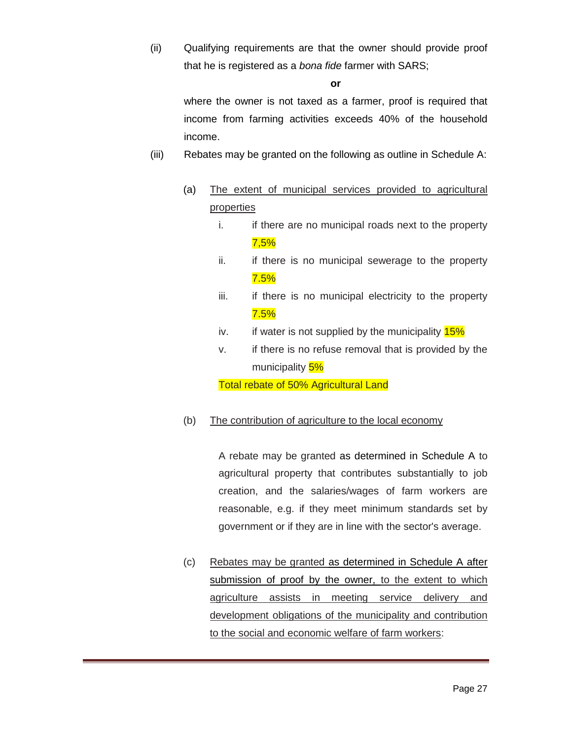(ii) Qualifying requirements are that the owner should provide proof that he is registered as a *bona fide* farmer with SARS;

**or**

where the owner is not taxed as a farmer, proof is required that income from farming activities exceeds 40% of the household income.

(iii) Rebates may be granted on the following as outline in Schedule A:

(a) The extent of municipal services provided to agricultural properties

i. if there are no municipal roads next to the property 7,5%

ii. if there is no municipal sewerage to the property 7.5%

iii. if there is no municipal electricity to the property 7.5%

iv. if water is not supplied by the municipality 15%

v. if there is no refuse removal that is provided by the municipality 5%

Total rebate of 50% Agricultural Land

(b) The contribution of agriculture to the local economy

A rebate may be granted as determined in Schedule A to agricultural property that contributes substantially to job creation, and the salaries/wages of farm workers are reasonable, e.g. if they meet minimum standards set by government or if they are in line with the sector's average.

(c) Rebates may be granted as determined in Schedule A after submission of proof by the owner, to the extent to which agriculture assists in meeting service delivery and development obligations of the municipality and contribution to the social and economic welfare of farm workers: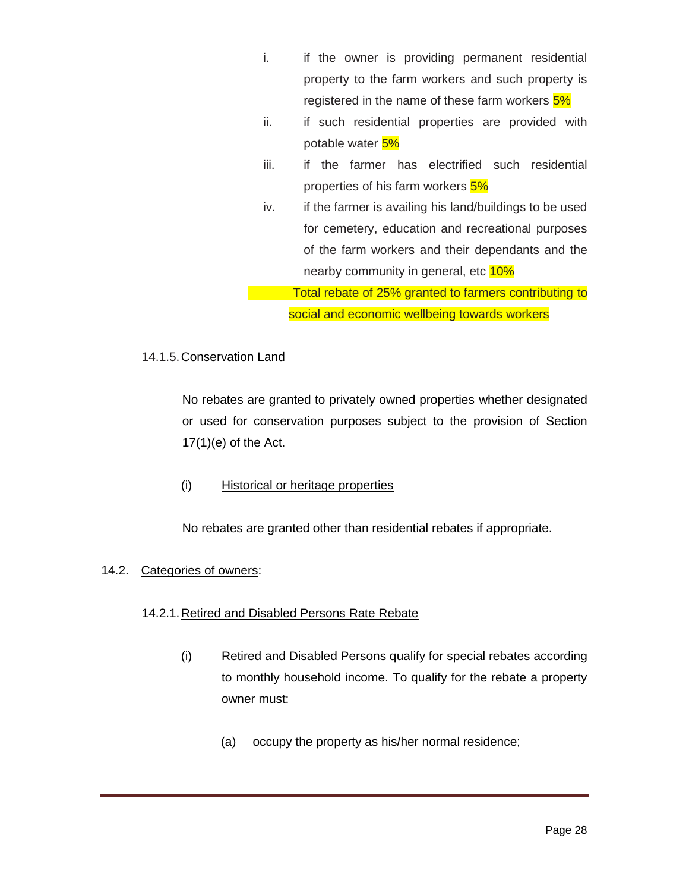i. if the owner is providing permanent residential property to the farm workers and such property is registered in the name of these farm workers 5%

ii. if such residential properties are provided with potable water 5%

iii. if the farmer has electrified such residential properties of his farm workers 5%

iv. if the farmer is availing his land/buildings to be used for cemetery, education and recreational purposes of the farm workers and their dependants and the nearby community in general, etc 10%

Total rebate of 25% granted to farmers contributing to social and economic wellbeing towards workers

14.1.5. <u>Conservation Land</u>

No rebates are granted to privately owned properties whether designated or used for conservation purposes subject to the provision of Section 17(1)(e) of the Act.

(i) <u>Historical or heritage properties</u>

No rebates are granted other than residential rebates if appropriate.

14.2. <u>Categories of owners</u>:

14.2.1. <u>Retired and Disabled Persons Rate Rebate</u>

(i) Retired and Disabled Persons qualify for special rebates according to monthly household income. To qualify for the rebate a property owner must:

(a) occupy the property as his/her normal residence;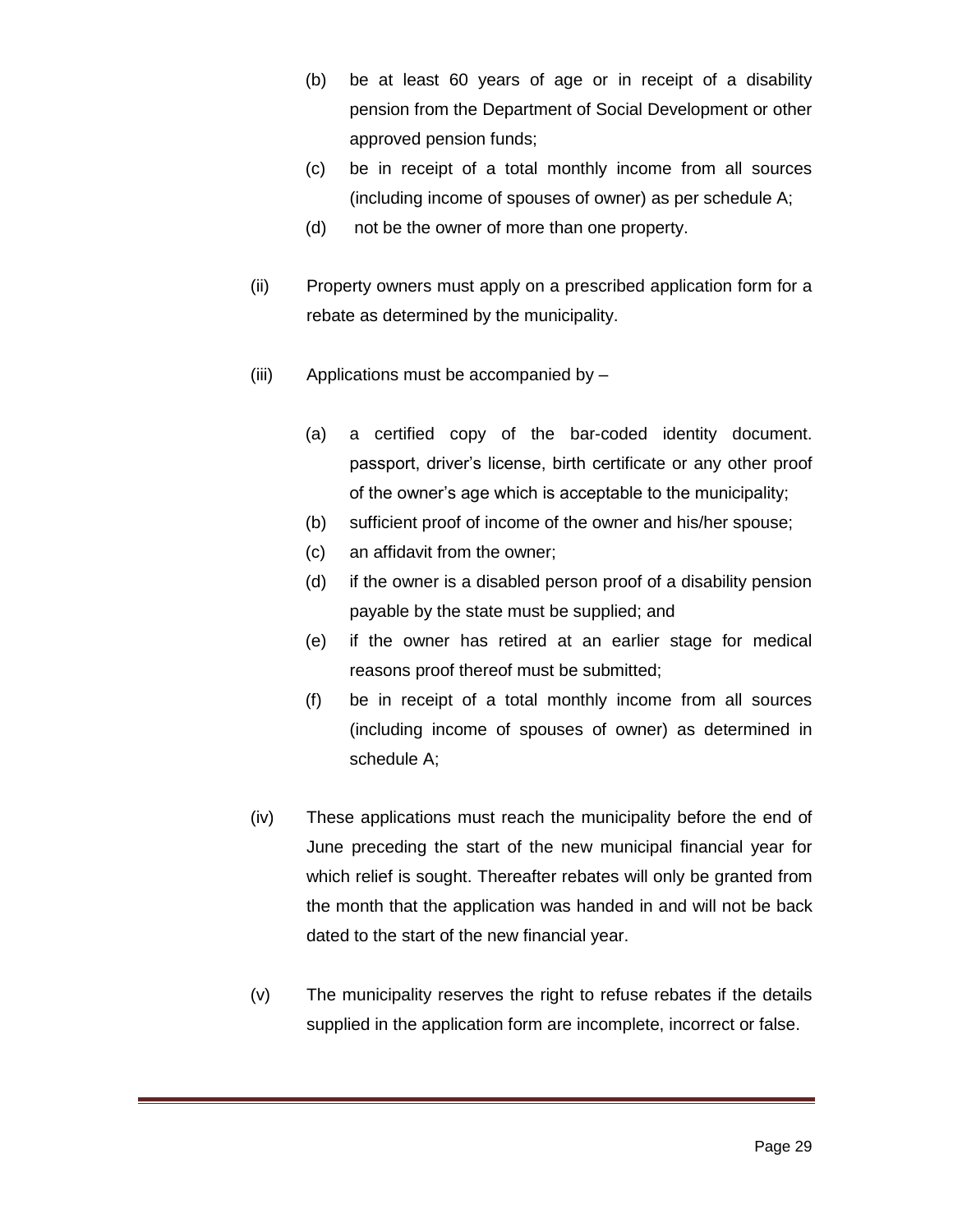(b) be at least 60 years of age or in receipt of a disability pension from the Department of Social Development or other approved pension funds;

(c) be in receipt of a total monthly income from all sources (including income of spouses of owner) as per schedule A;

(d) not be the owner of more than one property.

(ii) Property owners must apply on a prescribed application form for a rebate as determined by the municipality.

(iii) Applications must be accompanied by –

(a) a certified copy of the bar-coded identity document. passport, driver's license, birth certificate or any other proof of the owner's age which is acceptable to the municipality;

(b) sufficient proof of income of the owner and his/her spouse;

(c) an affidavit from the owner;

(d) if the owner is a disabled person proof of a disability pension payable by the state must be supplied; and

(e) if the owner has retired at an earlier stage for medical reasons proof thereof must be submitted;

(f) be in receipt of a total monthly income from all sources (including income of spouses of owner) as determined in schedule A;

(iv) These applications must reach the municipality before the end of June preceding the start of the new municipal financial year for which relief is sought. Thereafter rebates will only be granted from the month that the application was handed in and will not be back dated to the start of the new financial year.

(v) The municipality reserves the right to refuse rebates if the details supplied in the application form are incomplete, incorrect or false.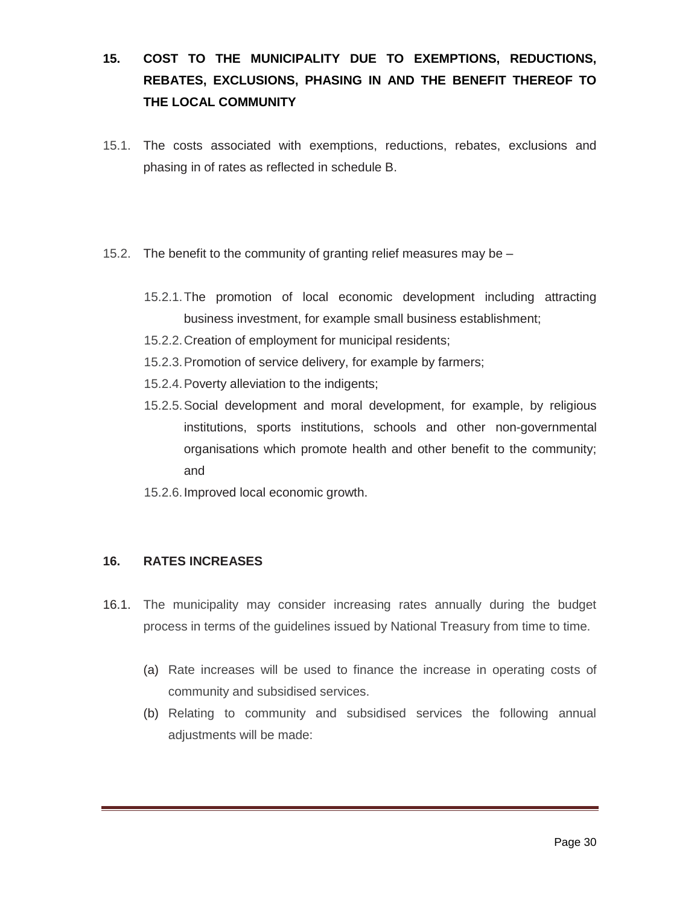## 15. COST TO THE MUNICIPALITY DUE TO EXEMPTIONS, REDUCTIONS, REBATES, EXCLUSIONS, PHASING IN AND THE BENEFIT THEREOF TO THE LOCAL COMMUNITY

15.1. The costs associated with exemptions, reductions, rebates, exclusions and phasing in of rates as reflected in schedule B.

15.2. The benefit to the community of granting relief measures may be –

- 15.2.1. The promotion of local economic development including attracting business investment, for example small business establishment;
- 15.2.2. Creation of employment for municipal residents;
- 15.2.3. Promotion of service delivery, for example by farmers;
- 15.2.4. Poverty alleviation to the indigents;
- 15.2.5. Social development and moral development, for example, by religious institutions, sports institutions, schools and other non-governmental organisations which promote health and other benefit to the community; and
- 15.2.6. Improved local economic growth.

## 16. RATES INCREASES

16.1. The municipality may consider increasing rates annually during the budget process in terms of the guidelines issued by National Treasury from time to time.

- (a) Rate increases will be used to finance the increase in operating costs of community and subsidised services.
- (b) Relating to community and subsidised services the following annual adjustments will be made: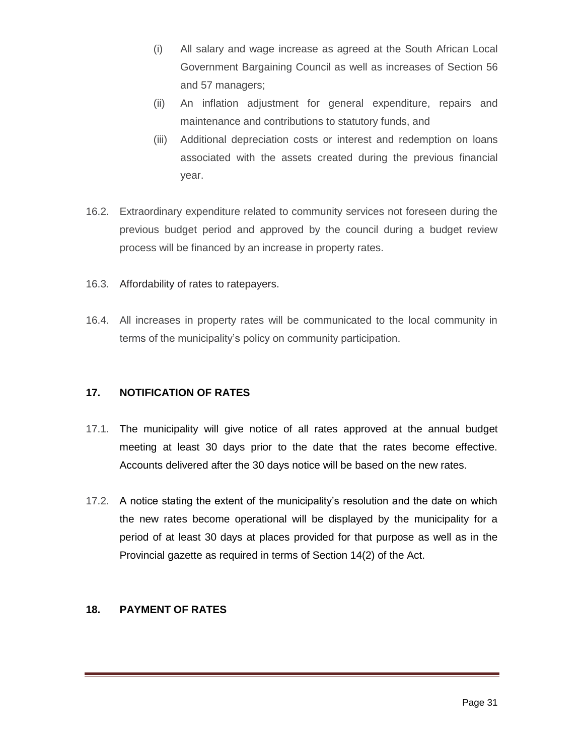(i) All salary and wage increase as agreed at the South African Local Government Bargaining Council as well as increases of Section 56 and 57 managers;

(ii) An inflation adjustment for general expenditure, repairs and maintenance and contributions to statutory funds, and

(iii) Additional depreciation costs or interest and redemption on loans associated with the assets created during the previous financial year.

16.2. Extraordinary expenditure related to community services not foreseen during the previous budget period and approved by the council during a budget review process will be financed by an increase in property rates.

16.3. Affordability of rates to ratepayers.

16.4. All increases in property rates will be communicated to the local community in terms of the municipality's policy on community participation.

## 17. NOTIFICATION OF RATES

17.1. The municipality will give notice of all rates approved at the annual budget meeting at least 30 days prior to the date that the rates become effective. Accounts delivered after the 30 days notice will be based on the new rates.

17.2. A notice stating the extent of the municipality's resolution and the date on which the new rates become operational will be displayed by the municipality for a period of at least 30 days at places provided for that purpose as well as in the Provincial gazette as required in terms of Section 14(2) of the Act.

## 18. PAYMENT OF RATES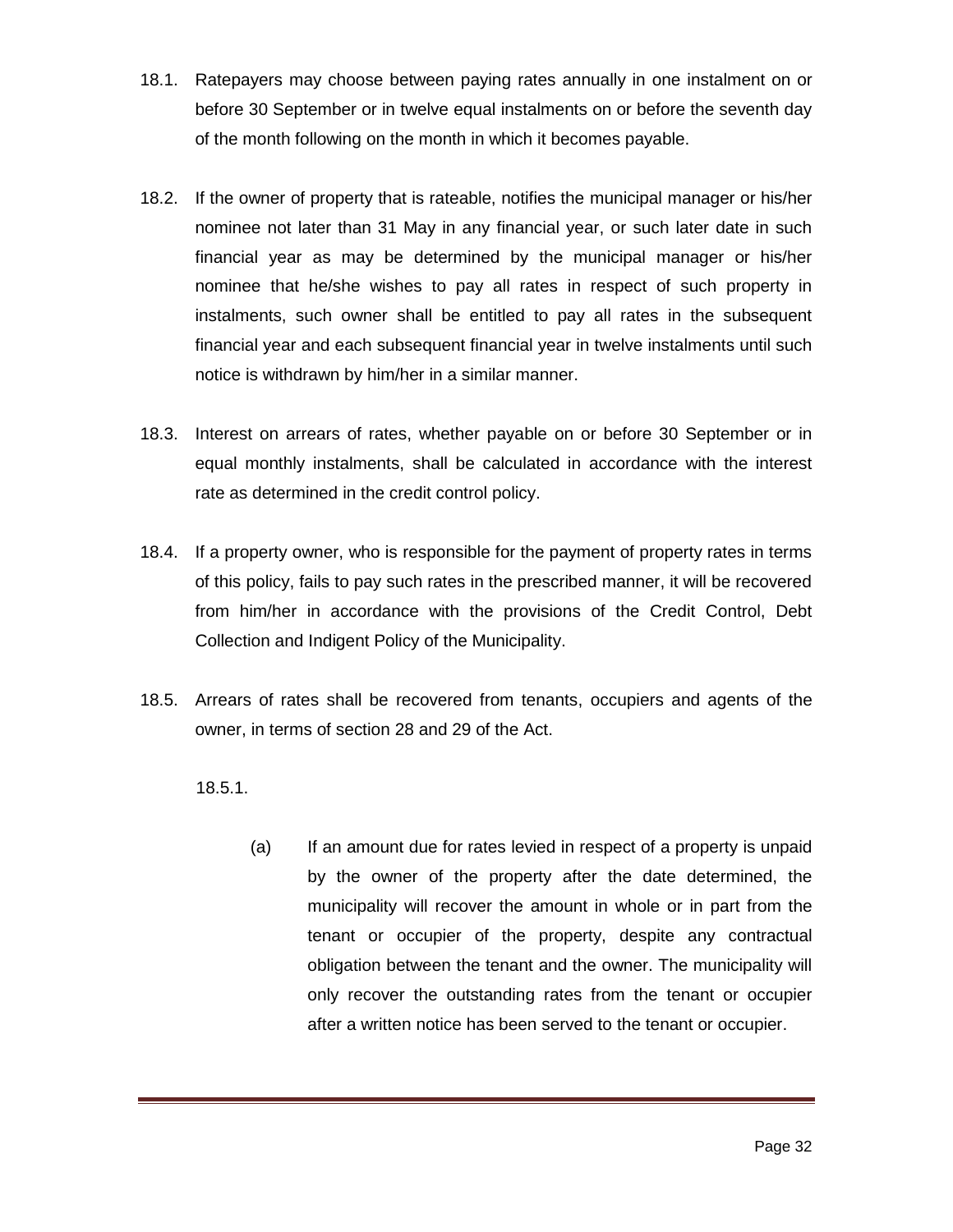18.1. Ratepayers may choose between paying rates annually in one instalment on or before 30 September or in twelve equal instalments on or before the seventh day of the month following on the month in which it becomes payable.

18.2. If the owner of property that is rateable, notifies the municipal manager or his/her nominee not later than 31 May in any financial year, or such later date in such financial year as may be determined by the municipal manager or his/her nominee that he/she wishes to pay all rates in respect of such property in instalments, such owner shall be entitled to pay all rates in the subsequent financial year and each subsequent financial year in twelve instalments until such notice is withdrawn by him/her in a similar manner.

18.3. Interest on arrears of rates, whether payable on or before 30 September or in equal monthly instalments, shall be calculated in accordance with the interest rate as determined in the credit control policy.

18.4. If a property owner, who is responsible for the payment of property rates in terms of this policy, fails to pay such rates in the prescribed manner, it will be recovered from him/her in accordance with the provisions of the Credit Control, Debt Collection and Indigent Policy of the Municipality.

18.5. Arrears of rates shall be recovered from tenants, occupiers and agents of the owner, in terms of section 28 and 29 of the Act.

18.5.1.

(a) If an amount due for rates levied in respect of a property is unpaid by the owner of the property after the date determined, the municipality will recover the amount in whole or in part from the tenant or occupier of the property, despite any contractual obligation between the tenant and the owner. The municipality will only recover the outstanding rates from the tenant or occupier after a written notice has been served to the tenant or occupier.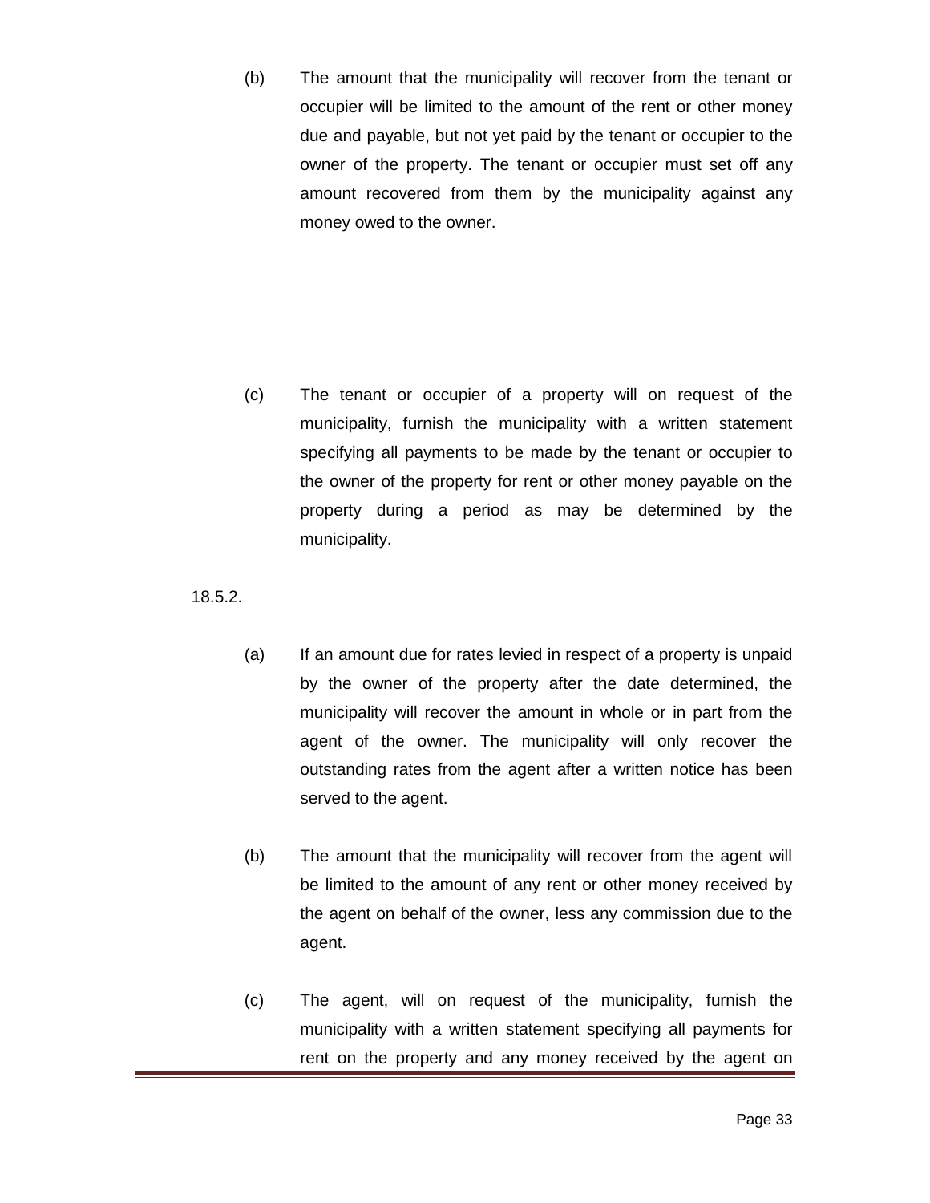(b) The amount that the municipality will recover from the tenant or occupier will be limited to the amount of the rent or other money due and payable, but not yet paid by the tenant or occupier to the owner of the property. The tenant or occupier must set off any amount recovered from them by the municipality against any money owed to the owner.

(c) The tenant or occupier of a property will on request of the municipality, furnish the municipality with a written statement specifying all payments to be made by the tenant or occupier to the owner of the property for rent or other money payable on the property during a period as may be determined by the municipality.

18.5.2.

(a) If an amount due for rates levied in respect of a property is unpaid by the owner of the property after the date determined, the municipality will recover the amount in whole or in part from the agent of the owner. The municipality will only recover the outstanding rates from the agent after a written notice has been served to the agent.

(b) The amount that the municipality will recover from the agent will be limited to the amount of any rent or other money received by the agent on behalf of the owner, less any commission due to the agent.

(c) The agent, will on request of the municipality, furnish the municipality with a written statement specifying all payments for rent on the property and any money received by the agent on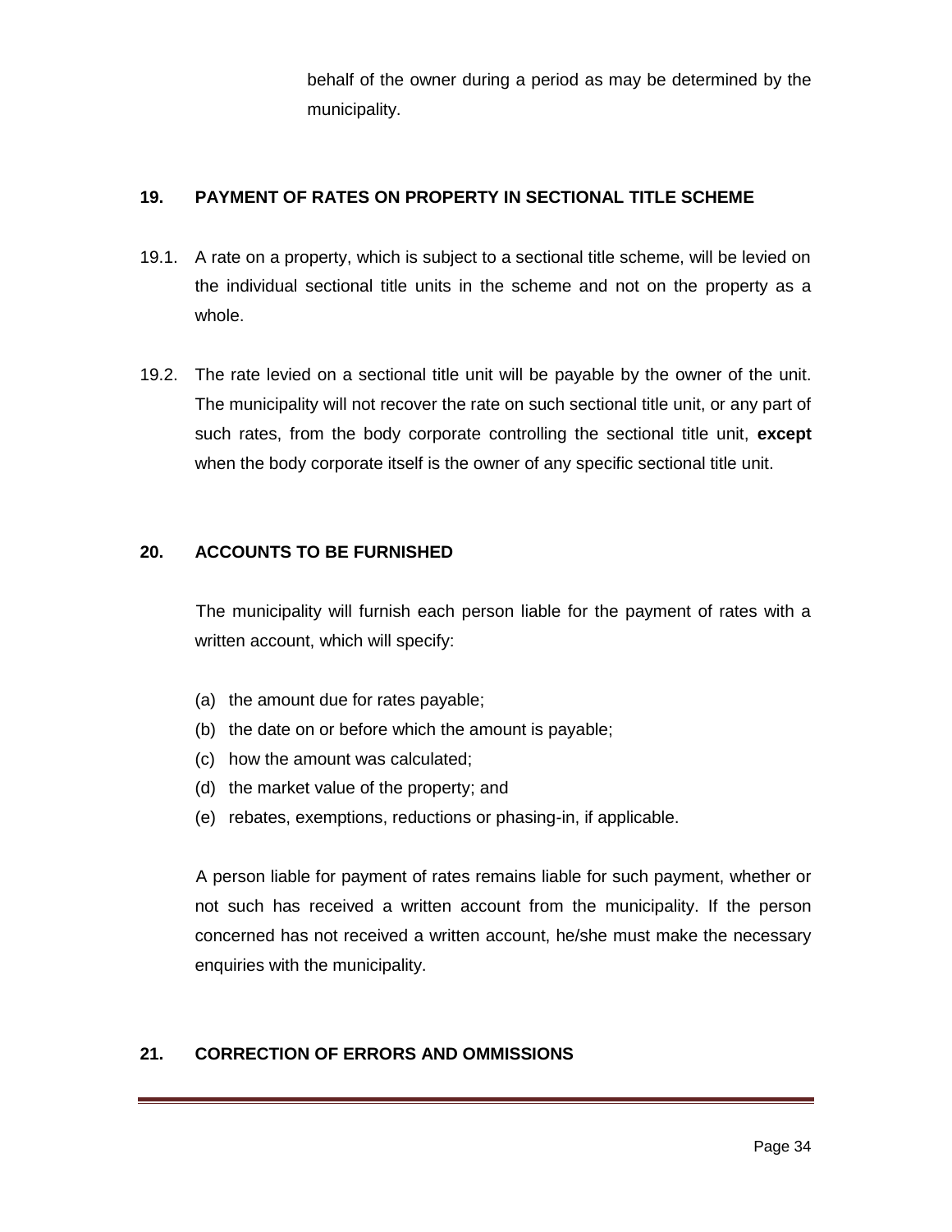behalf of the owner during a period as may be determined by the municipality.

## 19. PAYMENT OF RATES ON PROPERTY IN SECTIONAL TITLE SCHEME

19.1. A rate on a property, which is subject to a sectional title scheme, will be levied on the individual sectional title units in the scheme and not on the property as a whole.

19.2. The rate levied on a sectional title unit will be payable by the owner of the unit. The municipality will not recover the rate on such sectional title unit, or any part of such rates, from the body corporate controlling the sectional title unit, **except** when the body corporate itself is the owner of any specific sectional title unit.

## 20. ACCOUNTS TO BE FURNISHED

The municipality will furnish each person liable for the payment of rates with a written account, which will specify:

(a) the amount due for rates payable;
(b) the date on or before which the amount is payable;
(c) how the amount was calculated;
(d) the market value of the property; and
(e) rebates, exemptions, reductions or phasing-in, if applicable.

A person liable for payment of rates remains liable for such payment, whether or not such has received a written account from the municipality. If the person concerned has not received a written account, he/she must make the necessary enquiries with the municipality.

## 21. CORRECTION OF ERRORS AND OMMISSIONS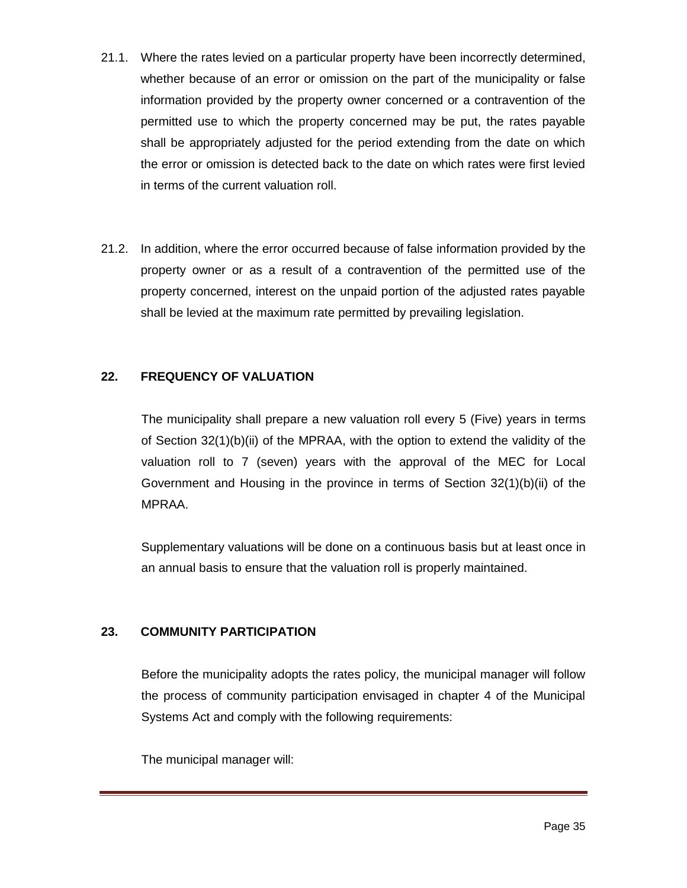21.1. Where the rates levied on a particular property have been incorrectly determined, whether because of an error or omission on the part of the municipality or false information provided by the property owner concerned or a contravention of the permitted use to which the property concerned may be put, the rates payable shall be appropriately adjusted for the period extending from the date on which the error or omission is detected back to the date on which rates were first levied in terms of the current valuation roll.

21.2. In addition, where the error occurred because of false information provided by the property owner or as a result of a contravention of the permitted use of the property concerned, interest on the unpaid portion of the adjusted rates payable shall be levied at the maximum rate permitted by prevailing legislation.

## 22. FREQUENCY OF VALUATION

The municipality shall prepare a new valuation roll every 5 (Five) years in terms of Section 32(1)(b)(ii) of the MPRAA, with the option to extend the validity of the valuation roll to 7 (seven) years with the approval of the MEC for Local Government and Housing in the province in terms of Section 32(1)(b)(ii) of the MPRAA.

Supplementary valuations will be done on a continuous basis but at least once in an annual basis to ensure that the valuation roll is properly maintained.

## 23. COMMUNITY PARTICIPATION

Before the municipality adopts the rates policy, the municipal manager will follow the process of community participation envisaged in chapter 4 of the Municipal Systems Act and comply with the following requirements:

The municipal manager will: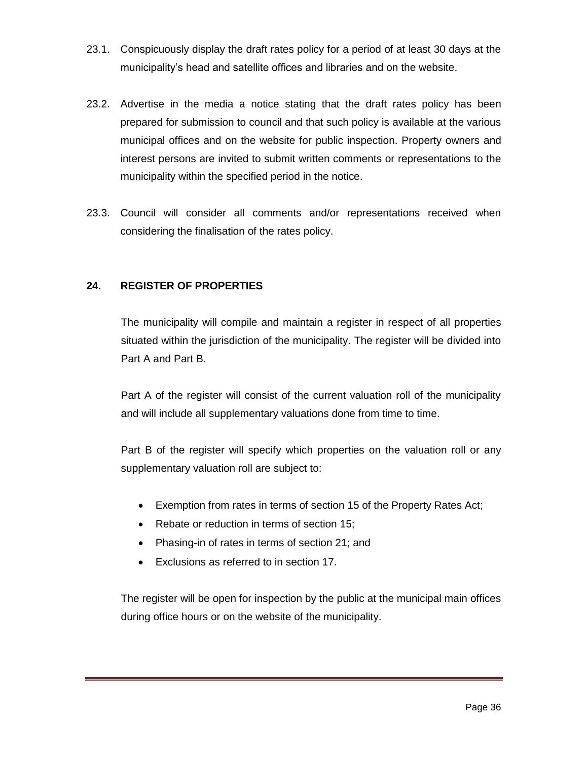23.1. Conspicuously display the draft rates policy for a period of at least 30 days at the municipality's head and satellite offices and libraries and on the website.

23.2. Advertise in the media a notice stating that the draft rates policy has been prepared for submission to council and that such policy is available at the various municipal offices and on the website for public inspection. Property owners and interest persons are invited to submit written comments or representations to the municipality within the specified period in the notice.

23.3. Council will consider all comments and/or representations received when considering the finalisation of the rates policy.

## 24. REGISTER OF PROPERTIES

The municipality will compile and maintain a register in respect of all properties situated within the jurisdiction of the municipality. The register will be divided into Part A and Part B.

Part A of the register will consist of the current valuation roll of the municipality and will include all supplementary valuations done from time to time.

Part B of the register will specify which properties on the valuation roll or any supplementary valuation roll are subject to:

- Exemption from rates in terms of section 15 of the Property Rates Act;
- Rebate or reduction in terms of section 15;
- Phasing-in of rates in terms of section 21; and
- Exclusions as referred to in section 17.

The register will be open for inspection by the public at the municipal main offices during office hours or on the website of the municipality.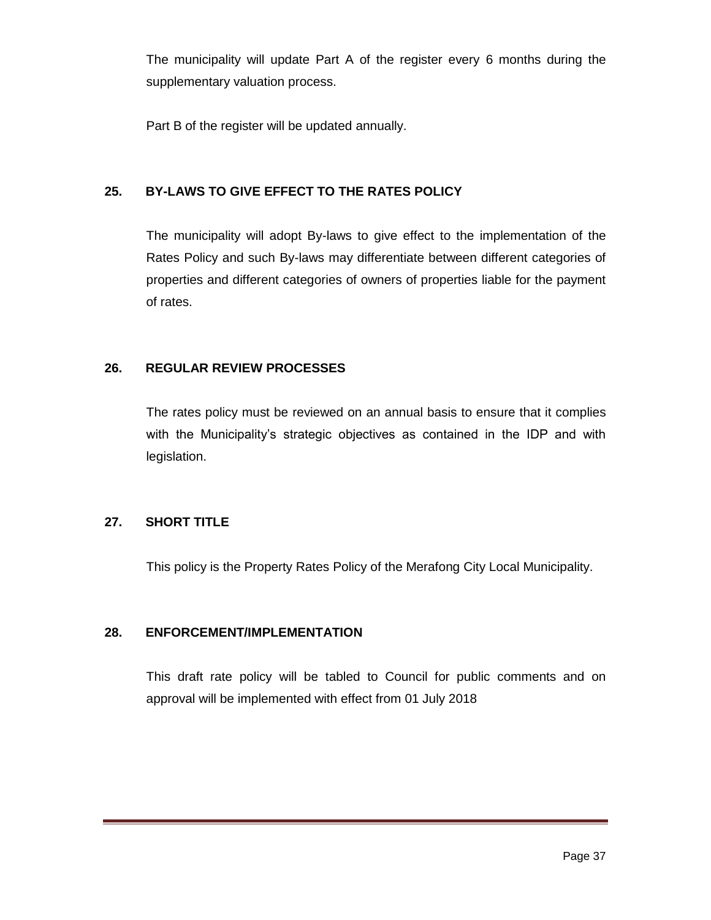The municipality will update Part A of the register every 6 months during the supplementary valuation process.

Part B of the register will be updated annually.

## 25. BY-LAWS TO GIVE EFFECT TO THE RATES POLICY

The municipality will adopt By-laws to give effect to the implementation of the Rates Policy and such By-laws may differentiate between different categories of properties and different categories of owners of properties liable for the payment of rates.

## 26. REGULAR REVIEW PROCESSES

The rates policy must be reviewed on an annual basis to ensure that it complies with the Municipality's strategic objectives as contained in the IDP and with legislation.

## 27. SHORT TITLE

This policy is the Property Rates Policy of the Merafong City Local Municipality.

## 28. ENFORCEMENT/IMPLEMENTATION

This draft rate policy will be tabled to Council for public comments and on approval will be implemented with effect from 01 July 2018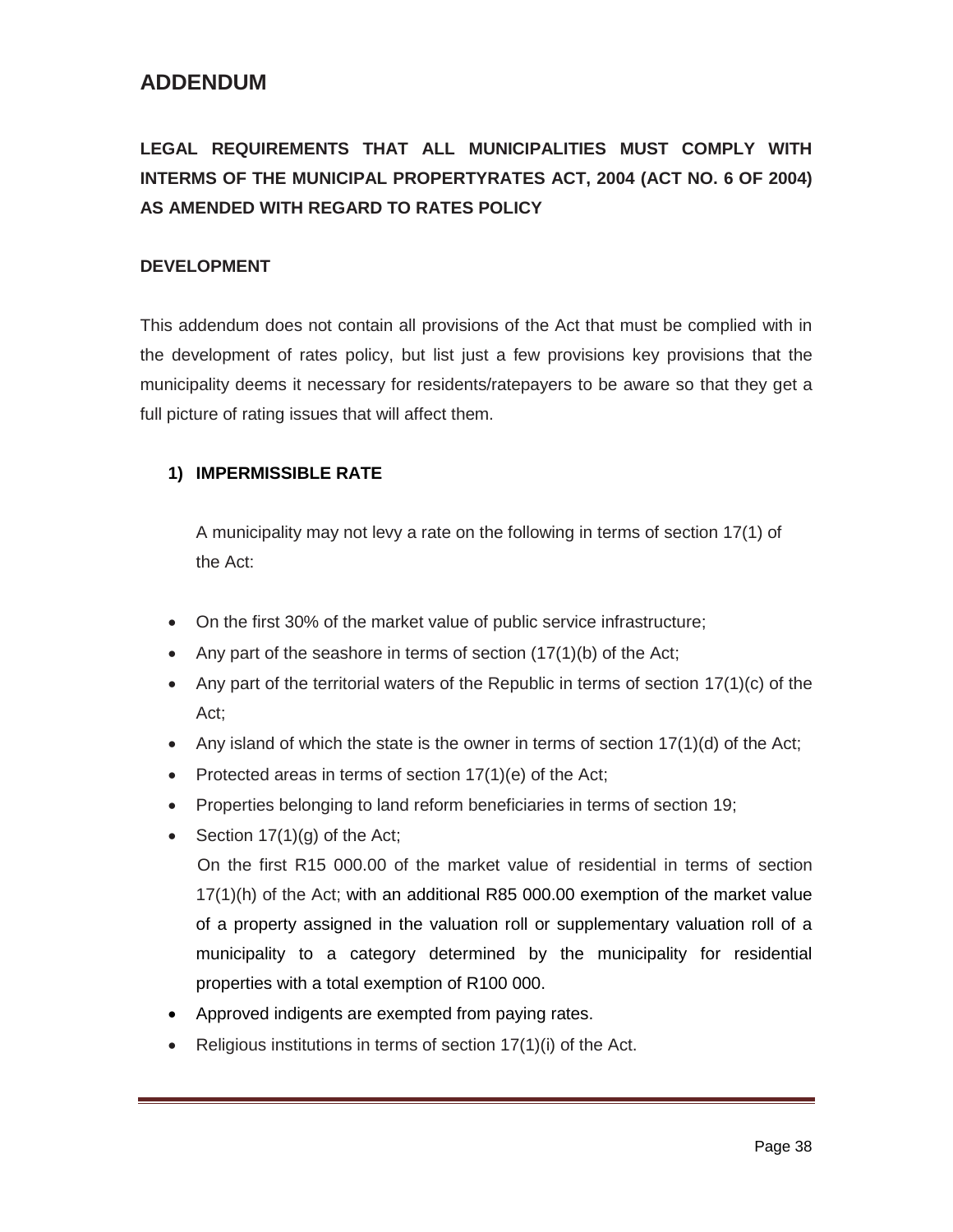## ADDENDUM

**LEGAL REQUIREMENTS THAT ALL MUNICIPALITIES MUST COMPLY WITH INTERMS OF THE MUNICIPAL PROPERTYRATES ACT, 2004 (ACT NO. 6 OF 2004) AS AMENDED WITH REGARD TO RATES POLICY**

**DEVELOPMENT**

This addendum does not contain all provisions of the Act that must be complied with in the development of rates policy, but list just a few provisions key provisions that the municipality deems it necessary for residents/ratepayers to be aware so that they get a full picture of rating issues that will affect them.

1) **IMPERMISSIBLE RATE**

   A municipality may not levy a rate on the following in terms of section 17(1) of the Act:

- On the first 30% of the market value of public service infrastructure;
- Any part of the seashore in terms of section (17(1)(b) of the Act;
- Any part of the territorial waters of the Republic in terms of section 17(1)(c) of the Act;
- Any island of which the state is the owner in terms of section 17(1)(d) of the Act;
- Protected areas in terms of section 17(1)(e) of the Act;
- Properties belonging to land reform beneficiaries in terms of section 19;
- Section 17(1)(g) of the Act;

  On the first R15 000.00 of the market value of residential in terms of section 17(1)(h) of the Act; with an additional R85 000.00 exemption of the market value of a property assigned in the valuation roll or supplementary valuation roll of a municipality to a category determined by the municipality for residential properties with a total exemption of R100 000.
- Approved indigents are exempted from paying rates.
- Religious institutions in terms of section 17(1)(i) of the Act.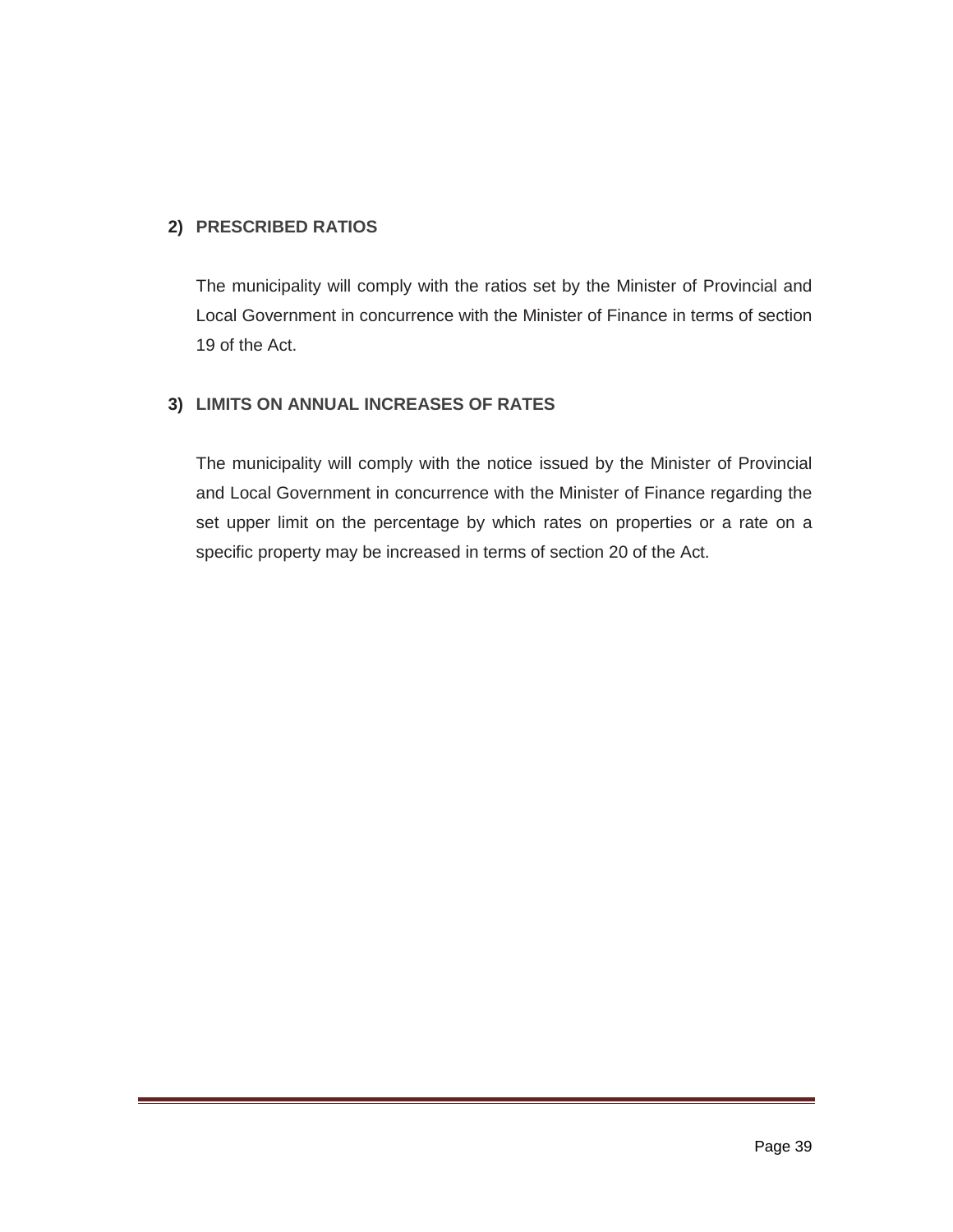## 2) PRESCRIBED RATIOS

The municipality will comply with the ratios set by the Minister of Provincial and Local Government in concurrence with the Minister of Finance in terms of section 19 of the Act.

## 3) LIMITS ON ANNUAL INCREASES OF RATES

The municipality will comply with the notice issued by the Minister of Provincial and Local Government in concurrence with the Minister of Finance regarding the set upper limit on the percentage by which rates on properties or a rate on a specific property may be increased in terms of section 20 of the Act.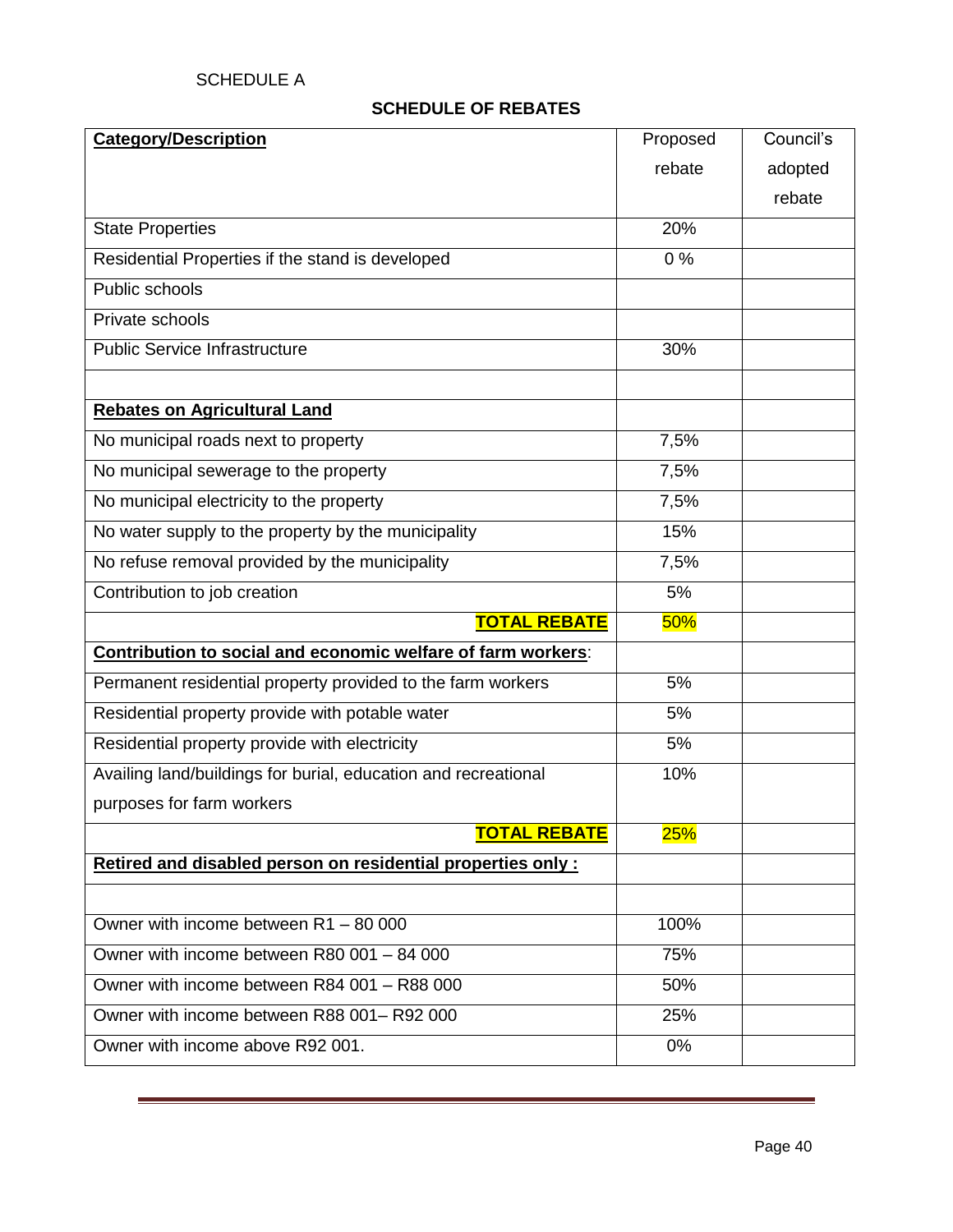SCHEDULE A

## SCHEDULE OF REBATES

| **Category/Description** | Proposed rebate | Council's adopted rebate |
|---|---|---|
| State Properties | 20% | |
| Residential Properties if the stand is developed | 0 % | |
| Public schools | | |
| Private schools | | |
| Public Service Infrastructure | 30% | |
| | | |
| **Rebates on Agricultural Land** | | |
| No municipal roads next to property | 7,5% | |
| No municipal sewerage to the property | 7,5% | |
| No municipal electricity to the property | 7,5% | |
| No water supply to the property by the municipality | 15% | |
| No refuse removal provided by the municipality | 7,5% | |
| Contribution to job creation | 5% | |
| **TOTAL REBATE** | 50% | |
| **Contribution to social and economic welfare of farm workers**: | | |
| Permanent residential property provided to the farm workers | 5% | |
| Residential property provide with potable water | 5% | |
| Residential property provide with electricity | 5% | |
| Availing land/buildings for burial, education and recreational purposes for farm workers | 10% | |
| **TOTAL REBATE** | 25% | |
| **Retired and disabled person on residential properties only :** | | |
| | | |
| Owner with income between R1 – 80 000 | 100% | |
| Owner with income between R80 001 – 84 000 | 75% | |
| Owner with income between R84 001 – R88 000 | 50% | |
| Owner with income between R88 001– R92 000 | 25% | |
| Owner with income above R92 001. | 0% | |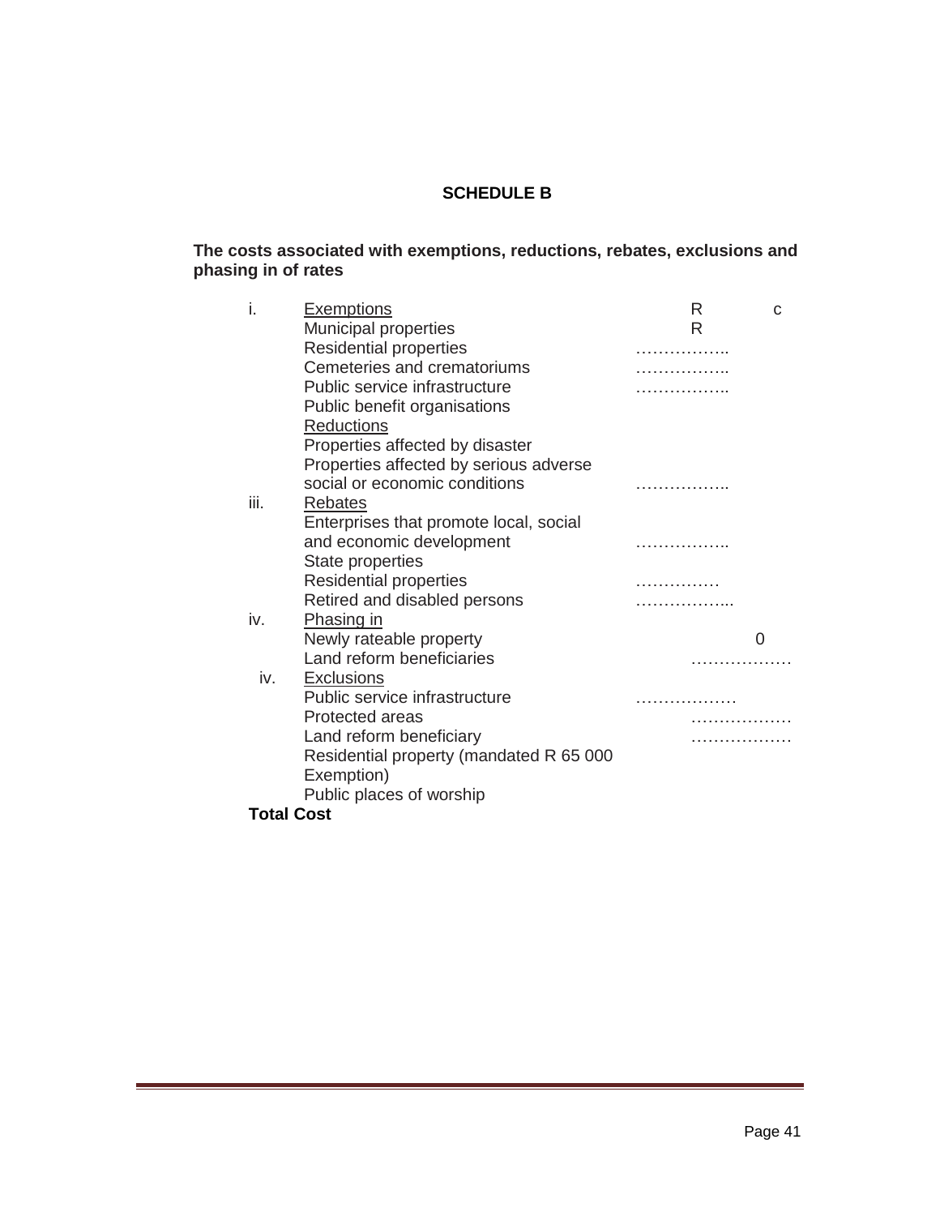## SCHEDULE B

**The costs associated with exemptions, reductions, rebates, exclusions and phasing in of rates**

| | | | |
|---|---|---|---|
| i. | <u>Exemptions</u> | R | c |
| | Municipal properties | R | |
| | Residential properties | …………….. | |
| | Cemeteries and crematoriums | …………….. | |
| | Public service infrastructure | …………….. | |
| | Public benefit organisations | | |
| | <u>Reductions</u> | | |
| | Properties affected by disaster | | |
| | Properties affected by serious adverse social or economic conditions | …………….. | |
| iii. | <u>Rebates</u> | | |
| | Enterprises that promote local, social and economic development | …………….. | |
| | State properties | | |
| | Residential properties | …………… | |
| | Retired and disabled persons | ……………... | |
| iv. | <u>Phasing in</u> | | |
| | Newly rateable property | | 0 |
| | Land reform beneficiaries | | ……………… |
| iv. | <u>Exclusions</u> | | |
| | Public service infrastructure | ……………… | |
| | Protected areas | | ……………… |
| | Land reform beneficiary | | ……………… |
| | Residential property (mandated R 65 000 Exemption) | | |
| | Public places of worship | | |
| **Total Cost** | | | |